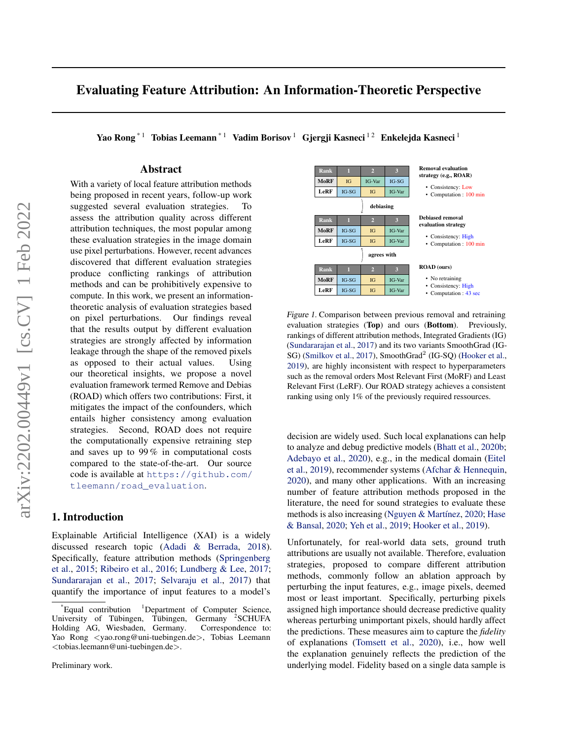# Evaluating Feature Attribution: An Information-Theoretic Perspective

**Yao Rong** [*1] **Tobias Leemann** [*1] **Vadim Borisov** [1] **Gjergji Kasneci** [1,2] **Enkelejda Kasneci** [1]

## Abstract

With a variety of local feature attribution methods being proposed in recent years, follow-up work suggested several evaluation strategies. To assess the attribution quality across different attribution techniques, the most popular among these evaluation strategies in the image domain use pixel perturbations. However, recent advances discovered that different evaluation strategies produce conflicting rankings of attribution methods and can be prohibitively expensive to compute. In this work, we present an information-theoretic analysis of evaluation strategies based on pixel perturbations. Our findings reveal that the results output by different evaluation strategies are strongly affected by information leakage through the shape of the removed pixels as opposed to their actual values. Using our theoretical insights, we propose a novel evaluation framework termed Remove and Debias (ROAD) which offers two contributions: First, it mitigates the impact of the confounders, which entails higher consistency among evaluation strategies. Second, ROAD does not require the computationally expensive retraining step and saves up to 99 % in computational costs compared to the state-of-the-art. Our source code is available at https://github.com/tleemann/road_evaluation.

| Rank | 1 | 2 | 3 |
|---|---|---|---|
| MoRF | IG | IG-Var | IG-SG |
| LeRF | IG-SG | IG | IG-Var |

**Removal evaluation strategy (e.g., ROAR)**
- Consistency: Low
- Computation : 100 min

↓ debiasing

| Rank | 1 | 2 | 3 |
|---|---|---|---|
| MoRF | IG-SG | IG | IG-Var |
| LeRF | IG-SG | IG | IG-Var |

**Debiased removal evaluation strategy**
- Consistency: High
- Computation : 100 min

↓ agrees with

| Rank | 1 | 2 | 3 |
|---|---|---|---|
| MoRF | IG-SG | IG | IG-Var |
| LeRF | IG-SG | IG | IG-Var |

**ROAD (ours)**
- No retraining
- Consistency: High
- Computation : 43 sec

*Figure 1.* Comparison between previous removal and retraining evaluation strategies (**Top**) and ours (**Bottom**). Previously, rankings of different attribution methods, Integrated Gradients (IG) (Sundararajan et al., 2017) and its two variants SmoothGrad (IG-SG) (Smilkov et al., 2017), SmoothGrad$^2$ (IG-SQ) (Hooker et al., 2019), are highly inconsistent with respect to hyperparameters such as the removal orders Most Relevant First (MoRF) and Least Relevant First (LeRF). Our ROAD strategy achieves a consistent ranking using only 1% of the previously required ressources.

## 1. Introduction

Explainable Artificial Intelligence (XAI) is a widely discussed research topic (Adadi & Berrada, 2018). Specifically, feature attribution methods (Springenberg et al., 2015; Ribeiro et al., 2016; Lundberg & Lee, 2017; Sundararajan et al., 2017; Selvaraju et al., 2017) that quantify the importance of input features to a model's decision are widely used. Such local explanations can help to analyze and debug predictive models (Bhatt et al., 2020b; Adebayo et al., 2020), e.g., in the medical domain (Eitel et al., 2019), recommender systems (Afchar & Hennequin, 2020), and many other applications. With an increasing number of feature attribution methods proposed in the literature, the need for sound strategies to evaluate these methods is also increasing (Nguyen & Martínez, 2020; Hase & Bansal, 2020; Yeh et al., 2019; Hooker et al., 2019).

Unfortunately, for real-world data sets, ground truth attributions are usually not available. Therefore, evaluation strategies, proposed to compare different attribution methods, commonly follow an ablation approach by perturbing the input features, e.g., image pixels, deemed most or least important. Specifically, perturbing pixels assigned high importance should decrease predictive quality whereas perturbing unimportant pixels, should hardly affect the predictions. These measures aim to capture the *fidelity* of explanations (Tomsett et al., 2020), i.e., how well the explanation genuinely reflects the prediction of the underlying model. Fidelity based on a single data sample is

[*] Equal contribution [1] Department of Computer Science, University of Tübingen, Tübingen, Germany [2] SCHUFA Holding AG, Wiesbaden, Germany. Correspondence to: Yao Rong <yao.rong@uni-tuebingen.de>, Tobias Leemann <tobias.leemann@uni-tuebingen.de>.

Preliminary work.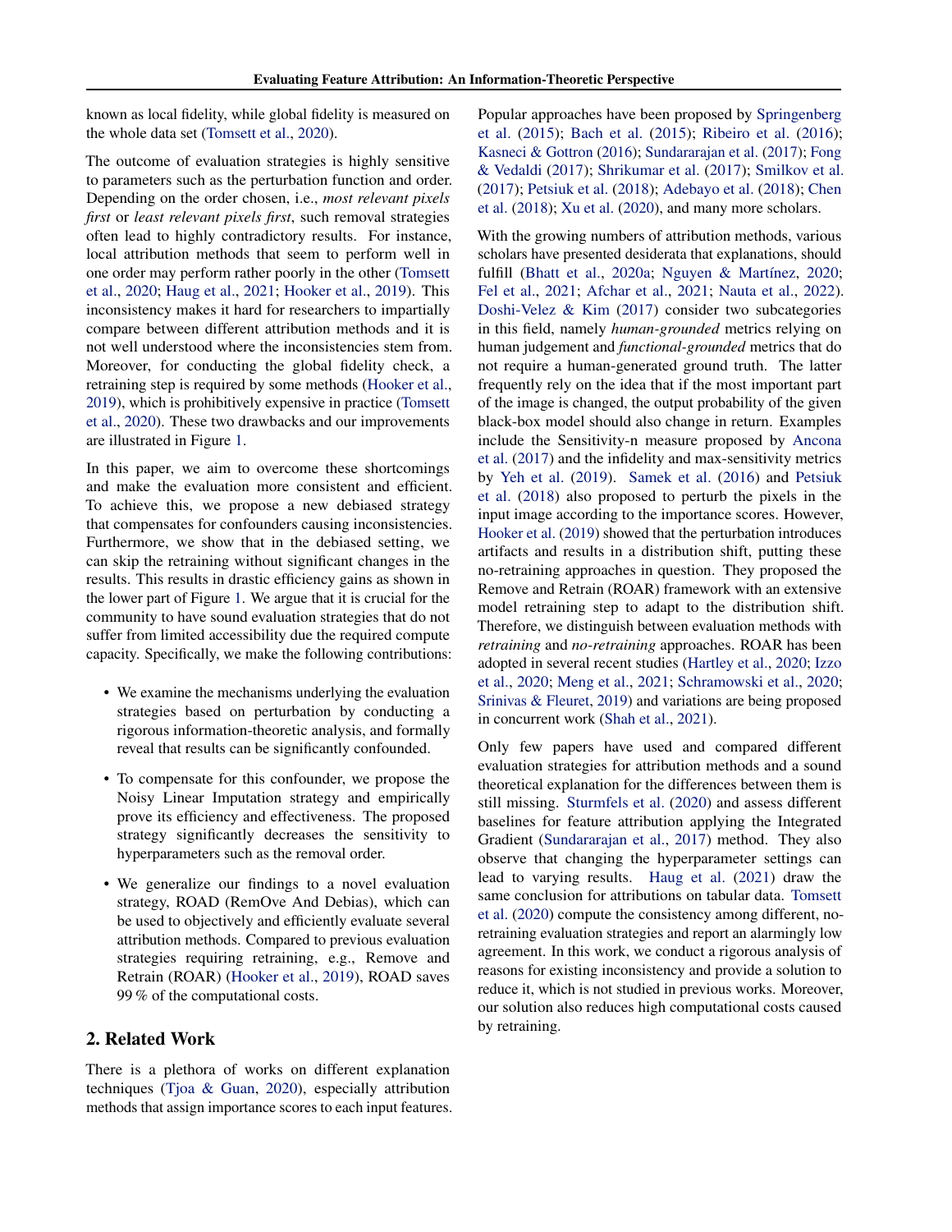known as local fidelity, while global fidelity is measured on the whole data set (Tomsett et al., 2020).

The outcome of evaluation strategies is highly sensitive to parameters such as the perturbation function and order. Depending on the order chosen, i.e., *most relevant pixels first* or *least relevant pixels first*, such removal strategies often lead to highly contradictory results. For instance, local attribution methods that seem to perform well in one order may perform rather poorly in the other (Tomsett et al., 2020; Haug et al., 2021; Hooker et al., 2019). This inconsistency makes it hard for researchers to impartially compare between different attribution methods and it is not well understood where the inconsistencies stem from. Moreover, for conducting the global fidelity check, a retraining step is required by some methods (Hooker et al., 2019), which is prohibitively expensive in practice (Tomsett et al., 2020). These two drawbacks and our improvements are illustrated in Figure 1.

In this paper, we aim to overcome these shortcomings and make the evaluation more consistent and efficient. To achieve this, we propose a new debiased strategy that compensates for confounders causing inconsistencies. Furthermore, we show that in the debiased setting, we can skip the retraining without significant changes in the results. This results in drastic efficiency gains as shown in the lower part of Figure 1. We argue that it is crucial for the community to have sound evaluation strategies that do not suffer from limited accessibility due the required compute capacity. Specifically, we make the following contributions:

- We examine the mechanisms underlying the evaluation strategies based on perturbation by conducting a rigorous information-theoretic analysis, and formally reveal that results can be significantly confounded.
- To compensate for this confounder, we propose the Noisy Linear Imputation strategy and empirically prove its efficiency and effectiveness. The proposed strategy significantly decreases the sensitivity to hyperparameters such as the removal order.
- We generalize our findings to a novel evaluation strategy, ROAD (RemOve And Debias), which can be used to objectively and efficiently evaluate several attribution methods. Compared to previous evaluation strategies requiring retraining, e.g., Remove and Retrain (ROAR) (Hooker et al., 2019), ROAD saves 99 % of the computational costs.

## 2. Related Work

There is a plethora of works on different explanation techniques (Tjoa & Guan, 2020), especially attribution methods that assign importance scores to each input features. Popular approaches have been proposed by Springenberg et al. (2015); Bach et al. (2015); Ribeiro et al. (2016); Kasneci & Gottron (2016); Sundararajan et al. (2017); Fong & Vedaldi (2017); Shrikumar et al. (2017); Smilkov et al. (2017); Petsiuk et al. (2018); Adebayo et al. (2018); Chen et al. (2018); Xu et al. (2020), and many more scholars.

With the growing numbers of attribution methods, various scholars have presented desiderata that explanations, should fulfill (Bhatt et al., 2020a; Nguyen & Martínez, 2020; Fel et al., 2021; Afchar et al., 2021; Nauta et al., 2022). Doshi-Velez & Kim (2017) consider two subcategories in this field, namely *human-grounded* metrics relying on human judgement and *functional-grounded* metrics that do not require a human-generated ground truth. The latter frequently rely on the idea that if the most important part of the image is changed, the output probability of the given black-box model should also change in return. Examples include the Sensitivity-n measure proposed by Ancona et al. (2017) and the infidelity and max-sensitivity metrics by Yeh et al. (2019). Samek et al. (2016) and Petsiuk et al. (2018) also proposed to perturb the pixels in the input image according to the importance scores. However, Hooker et al. (2019) showed that the perturbation introduces artifacts and results in a distribution shift, putting these no-retraining approaches in question. They proposed the Remove and Retrain (ROAR) framework with an extensive model retraining step to adapt to the distribution shift. Therefore, we distinguish between evaluation methods with *retraining* and *no-retraining* approaches. ROAR has been adopted in several recent studies (Hartley et al., 2020; Izzo et al., 2020; Meng et al., 2021; Schramowski et al., 2020; Srinivas & Fleuret, 2019) and variations are being proposed in concurrent work (Shah et al., 2021).

Only few papers have used and compared different evaluation strategies for attribution methods and a sound theoretical explanation for the differences between them is still missing. Sturmfels et al. (2020) and assess different baselines for feature attribution applying the Integrated Gradient (Sundararajan et al., 2017) method. They also observe that changing the hyperparameter settings can lead to varying results. Haug et al. (2021) draw the same conclusion for attributions on tabular data. Tomsett et al. (2020) compute the consistency among different, no-retraining evaluation strategies and report an alarmingly low agreement. In this work, we conduct a rigorous analysis of reasons for existing inconsistency and provide a solution to reduce it, which is not studied in previous works. Moreover, our solution also reduces high computational costs caused by retraining.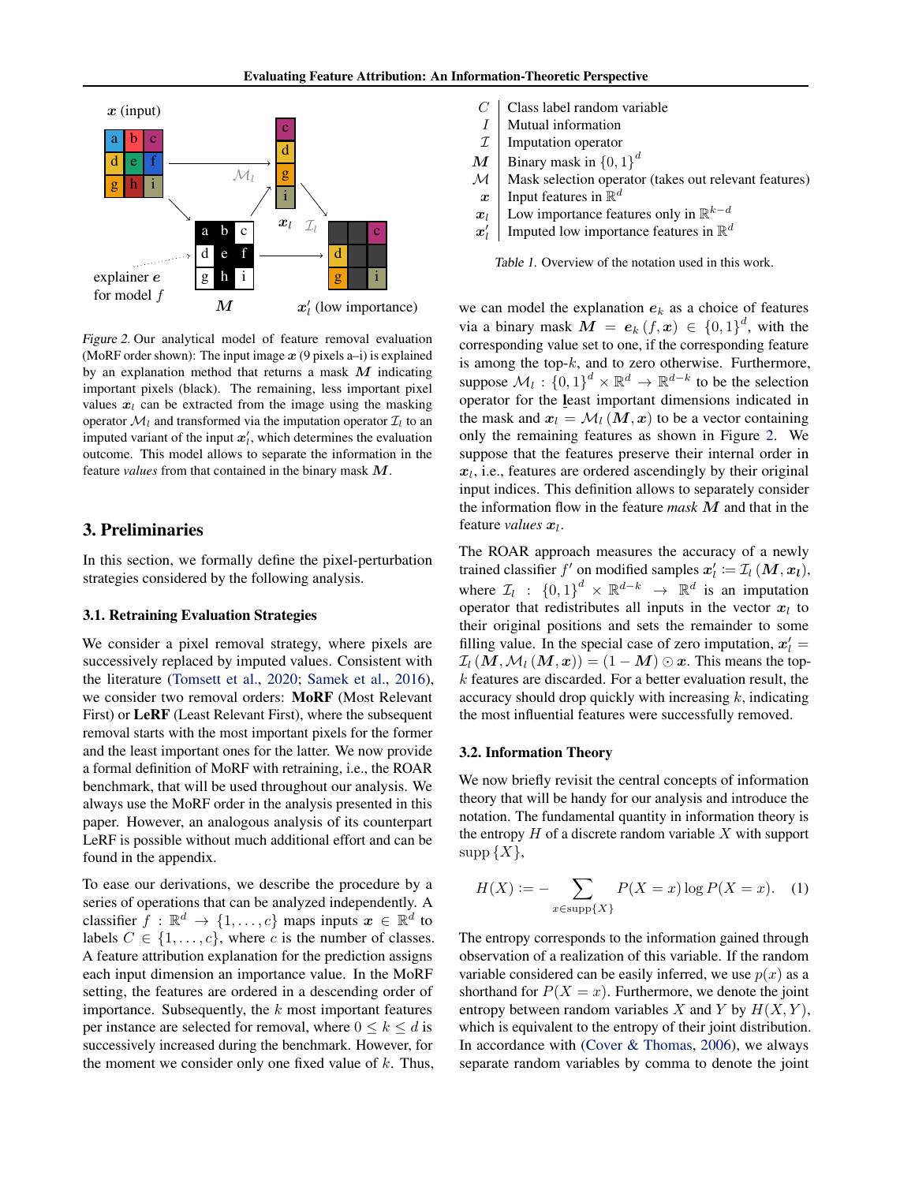Figure 2. Our analytical model of feature removal evaluation (MoRF order shown): The input image $\boldsymbol{x}$ (9 pixels a–i) is explained by an explanation method that returns a mask $\boldsymbol{M}$ indicating important pixels (black). The remaining, less important pixel values $\boldsymbol{x}_l$ can be extracted from the image using the masking operator $\mathcal{M}_l$ and transformed via the imputation operator $\mathcal{I}_l$ to an imputed variant of the input $\boldsymbol{x}_l'$, which determines the evaluation outcome. This model allows to separate the information in the feature *values* from that contained in the binary mask $\boldsymbol{M}$.

| | |
|---|---|
| $C$ | Class label random variable |
| $I$ | Mutual information |
| $\mathcal{I}$ | Imputation operator |
| $\boldsymbol{M}$ | Binary mask in $\{0,1\}^d$ |
| $\mathcal{M}$ | Mask selection operator (takes out relevant features) |
| $\boldsymbol{x}$ | Input features in $\mathbb{R}^d$ |
| $\boldsymbol{x}_l$ | Low importance features only in $\mathbb{R}^{k-d}$ |
| $\boldsymbol{x}_l'$ | Imputed low importance features in $\mathbb{R}^d$ |

Table 1. Overview of the notation used in this work.

## 3. Preliminaries

In this section, we formally define the pixel-perturbation strategies considered by the following analysis.

### 3.1. Retraining Evaluation Strategies

We consider a pixel removal strategy, where pixels are successively replaced by imputed values. Consistent with the literature (Tomsett et al., 2020; Samek et al., 2016), we consider two removal orders: **MoRF** (Most Relevant First) or **LeRF** (Least Relevant First), where the subsequent removal starts with the most important pixels for the former and the least important ones for the latter. We now provide a formal definition of MoRF with retraining, i.e., the ROAR benchmark, that will be used throughout our analysis. We always use the MoRF order in the analysis presented in this paper. However, an analogous analysis of its counterpart LeRF is possible without much additional effort and can be found in the appendix.

To ease our derivations, we describe the procedure by a series of operations that can be analyzed independently. A classifier $f : \mathbb{R}^d \to \{1, \dots, c\}$ maps inputs $\boldsymbol{x} \in \mathbb{R}^d$ to labels $C \in \{1, \dots, c\}$, where $c$ is the number of classes. A feature attribution explanation for the prediction assigns each input dimension an importance value. In the MoRF setting, the features are ordered in a descending order of importance. Subsequently, the $k$ most important features per instance are selected for removal, where $0 \leq k \leq d$ is successively increased during the benchmark. However, for the moment we consider only one fixed value of $k$. Thus, we can model the explanation $\boldsymbol{e}_k$ as a choice of features via a binary mask $\boldsymbol{M} = \boldsymbol{e}_k(f, \boldsymbol{x}) \in \{0,1\}^d$, with the corresponding value set to one, if the corresponding feature is among the top-$k$, and to zero otherwise. Furthermore, suppose $\mathcal{M}_l : \{0,1\}^d \times \mathbb{R}^d \to \mathbb{R}^{d-k}$ to be the selection operator for the least important dimensions indicated in the mask and $\boldsymbol{x}_l = \mathcal{M}_l(\boldsymbol{M}, \boldsymbol{x})$ to be a vector containing only the remaining features as shown in Figure 2. We suppose that the features preserve their internal order in $\boldsymbol{x}_l$, i.e., features are ordered ascendingly by their original input indices. This definition allows to separately consider the information flow in the feature *mask* $\boldsymbol{M}$ and that in the feature *values* $\boldsymbol{x}_l$.

The ROAR approach measures the accuracy of a newly trained classifier $f'$ on modified samples $\boldsymbol{x}_l' := \mathcal{I}_l(\boldsymbol{M}, \boldsymbol{x}_l)$, where $\mathcal{I}_l : \{0,1\}^d \times \mathbb{R}^{d-k} \to \mathbb{R}^d$ is an imputation operator that redistributes all inputs in the vector $\boldsymbol{x}_l$ to their original positions and sets the remainder to some filling value. In the special case of zero imputation, $\boldsymbol{x}_l' = \mathcal{I}_l(\boldsymbol{M}, \mathcal{M}_l(\boldsymbol{M}, \boldsymbol{x})) = (1 - \boldsymbol{M}) \odot \boldsymbol{x}$. This means the top-$k$ features are discarded. For a better evaluation result, the accuracy should drop quickly with increasing $k$, indicating the most influential features were successfully removed.

### 3.2. Information Theory

We now briefly revisit the central concepts of information theory that will be handy for our analysis and introduce the notation. The fundamental quantity in information theory is the entropy $H$ of a discrete random variable $X$ with support $\text{supp}\{X\}$,

$$H(X) := -\sum_{x \in \text{supp}\{X\}} P(X = x) \log P(X = x). \quad (1)$$

The entropy corresponds to the information gained through observation of a realization of this variable. If the random variable considered can be easily inferred, we use $p(x)$ as a shorthand for $P(X = x)$. Furthermore, we denote the joint entropy between random variables $X$ and $Y$ by $H(X, Y)$, which is equivalent to the entropy of their joint distribution. In accordance with (Cover & Thomas, 2006), we always separate random variables by comma to denote the joint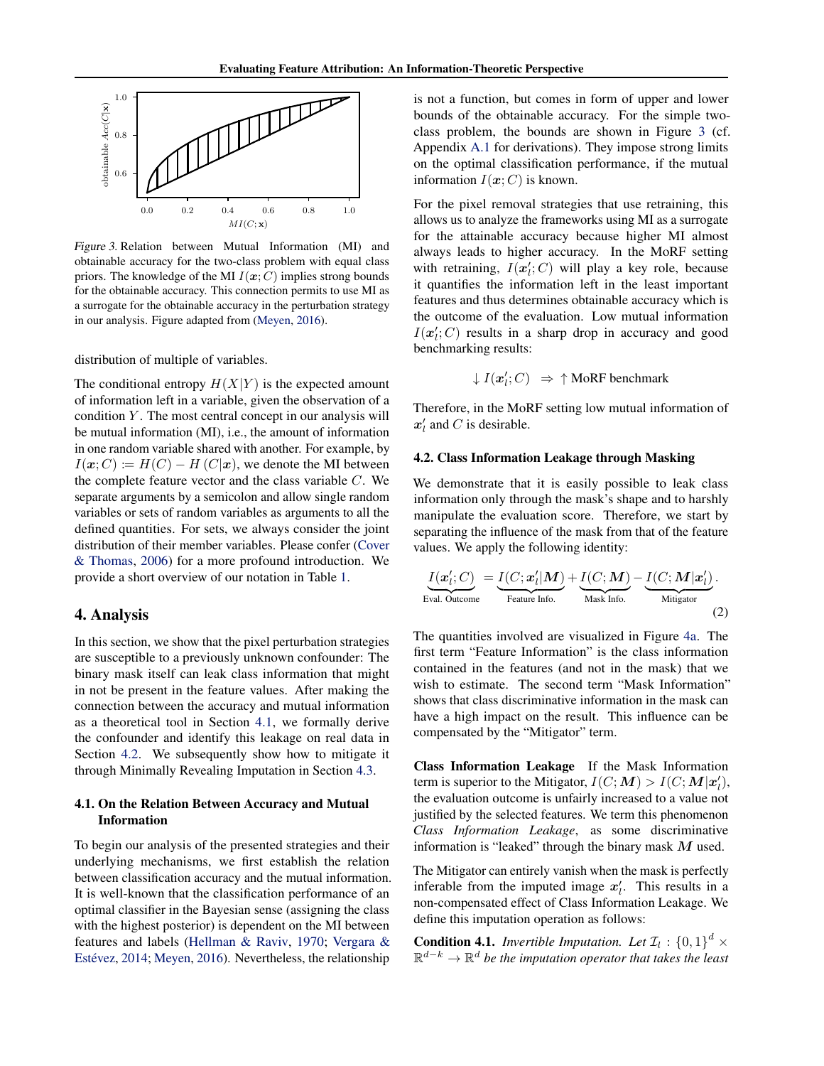Figure 3. Relation between Mutual Information (MI) and obtainable accuracy for the two-class problem with equal class priors. The knowledge of the MI $I(\boldsymbol{x}; C)$ implies strong bounds for the obtainable accuracy. This connection permits to use MI as a surrogate for the obtainable accuracy in the perturbation strategy in our analysis. Figure adapted from (Meyen, 2016).

distribution of multiple of variables.

The conditional entropy $H(X|Y)$ is the expected amount of information left in a variable, given the observation of a condition $Y$. The most central concept in our analysis will be mutual information (MI), i.e., the amount of information in one random variable shared with another. For example, by $I(\boldsymbol{x}; C) := H(C) - H(C|\boldsymbol{x})$, we denote the MI between the complete feature vector and the class variable $C$. We separate arguments by a semicolon and allow single random variables or sets of random variables as arguments to all the defined quantities. For sets, we always consider the joint distribution of their member variables. Please confer (Cover & Thomas, 2006) for a more profound introduction. We provide a short overview of our notation in Table 1.

## 4. Analysis

In this section, we show that the pixel perturbation strategies are susceptible to a previously unknown confounder: The binary mask itself can leak class information that might in not be present in the feature values. After making the connection between the accuracy and mutual information as a theoretical tool in Section 4.1, we formally derive the confounder and identify this leakage on real data in Section 4.2. We subsequently show how to mitigate it through Minimally Revealing Imputation in Section 4.3.

### 4.1. On the Relation Between Accuracy and Mutual Information

To begin our analysis of the presented strategies and their underlying mechanisms, we first establish the relation between classification accuracy and the mutual information. It is well-known that the classification performance of an optimal classifier in the Bayesian sense (assigning the class with the highest posterior) is dependent on the MI between features and labels (Hellman & Raviv, 1970; Vergara & Estévez, 2014; Meyen, 2016). Nevertheless, the relationship is not a function, but comes in form of upper and lower bounds of the obtainable accuracy. For the simple two-class problem, the bounds are shown in Figure 3 (cf. Appendix A.1 for derivations). They impose strong limits on the optimal classification performance, if the mutual information $I(\boldsymbol{x}; C)$ is known.

For the pixel removal strategies that use retraining, this allows us to analyze the frameworks using MI as a surrogate for the attainable accuracy because higher MI almost always leads to higher accuracy. In the MoRF setting with retraining, $I(\boldsymbol{x}'_l; C)$ will play a key role, because it quantifies the information left in the least important features and thus determines obtainable accuracy which is the outcome of the evaluation. Low mutual information $I(\boldsymbol{x}'_l; C)$ results in a sharp drop in accuracy and good benchmarking results:

$$\downarrow I(\boldsymbol{x}'_l; C) \;\; \Rightarrow \uparrow \text{MoRF benchmark}$$

Therefore, in the MoRF setting low mutual information of $\boldsymbol{x}'_l$ and $C$ is desirable.

### 4.2. Class Information Leakage through Masking

We demonstrate that it is easily possible to leak class information only through the mask's shape and to harshly manipulate the evaluation score. Therefore, we start by separating the influence of the mask from that of the feature values. We apply the following identity:

$$\underbrace{I(\boldsymbol{x}'_l; C)}_{\text{Eval. Outcome}} = \underbrace{I(C; \boldsymbol{x}'_l|\boldsymbol{M})}_{\text{Feature Info.}} + \underbrace{I(C; \boldsymbol{M})}_{\text{Mask Info.}} - \underbrace{I(C; \boldsymbol{M}|\boldsymbol{x}'_l)}_{\text{Mitigator}}. \tag{2}$$

The quantities involved are visualized in Figure 4a. The first term "Feature Information" is the class information contained in the features (and not in the mask) that we wish to estimate. The second term "Mask Information" shows that class discriminative information in the mask can have a high impact on the result. This influence can be compensated by the "Mitigator" term.

**Class Information Leakage** If the Mask Information term is superior to the Mitigator, $I(C; \boldsymbol{M}) > I(C; \boldsymbol{M}|\boldsymbol{x}'_l)$, the evaluation outcome is unfairly increased to a value not justified by the selected features. We term this phenomenon *Class Information Leakage*, as some discriminative information is "leaked" through the binary mask $\boldsymbol{M}$ used.

The Mitigator can entirely vanish when the mask is perfectly inferable from the imputed image $\boldsymbol{x}'_l$. This results in a non-compensated effect of Class Information Leakage. We define this imputation operation as follows:

**Condition 4.1.** *Invertible Imputation. Let* $\mathcal{I}_l : \{0,1\}^d \times \mathbb{R}^{d-k} \to \mathbb{R}^d$ *be the imputation operator that takes the least*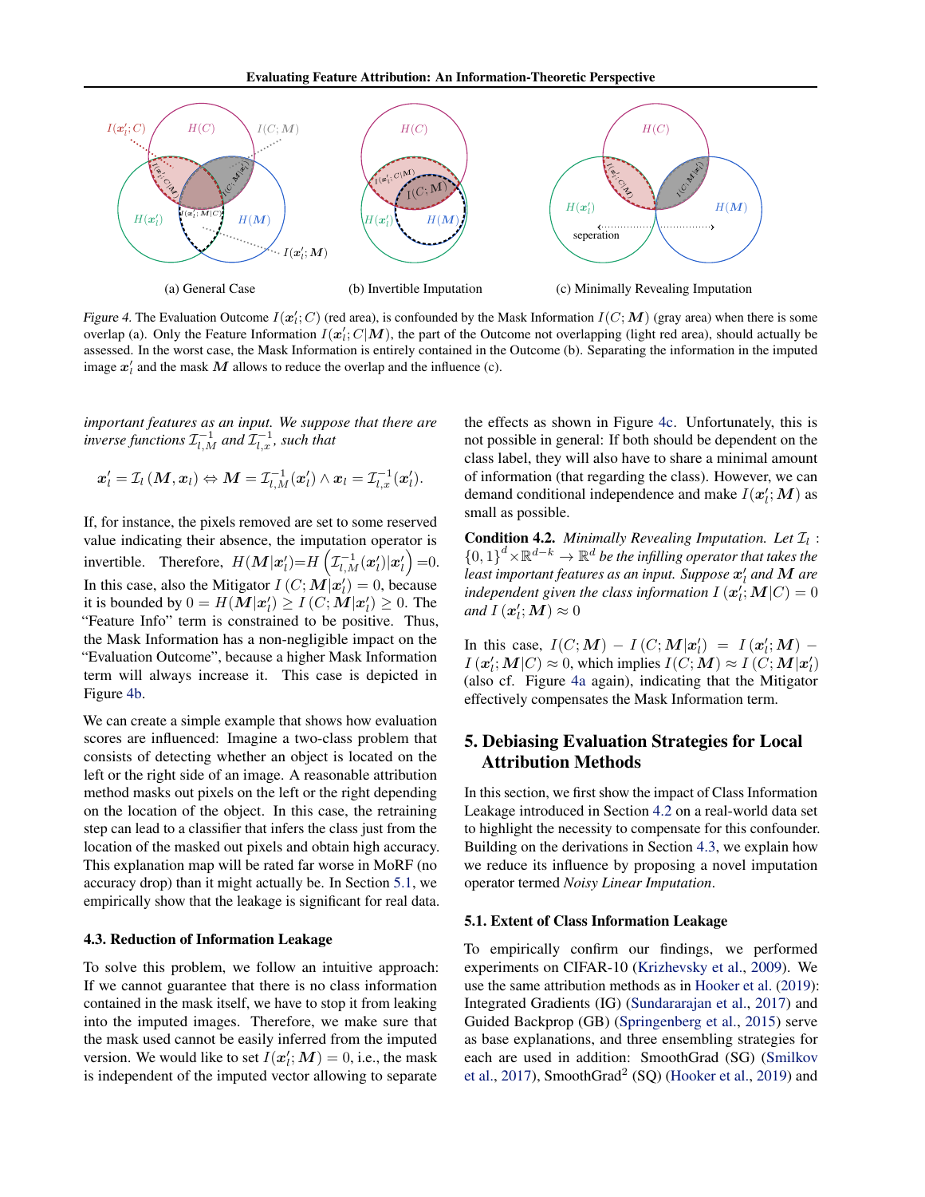(a) General Case

(b) Invertible Imputation

(c) Minimally Revealing Imputation

*Figure 4.* The Evaluation Outcome $I(\boldsymbol{x}'_l; C)$ (red area), is confounded by the Mask Information $I(C; \boldsymbol{M})$ (gray area) when there is some overlap (a). Only the Feature Information $I(\boldsymbol{x}'_l; C|\boldsymbol{M})$, the part of the Outcome not overlapping (light red area), should actually be assessed. In the worst case, the Mask Information is entirely contained in the Outcome (b). Separating the information in the imputed image $\boldsymbol{x}'_l$ and the mask $\boldsymbol{M}$ allows to reduce the overlap and the influence (c).

*important features as an input. We suppose that there are inverse functions $\mathcal{I}_{l,M}^{-1}$ and $\mathcal{I}_{l,x}^{-1}$, such that*

$$\boldsymbol{x}'_l = \mathcal{I}_l\left(\boldsymbol{M}, \boldsymbol{x}_l\right) \Leftrightarrow \boldsymbol{M} = \mathcal{I}_{l,M}^{-1}(\boldsymbol{x}'_l) \wedge \boldsymbol{x}_l = \mathcal{I}_{l,x}^{-1}(\boldsymbol{x}'_l).$$

If, for instance, the pixels removed are set to some reserved value indicating their absence, the imputation operator is invertible. Therefore, $H(\boldsymbol{M}|\boldsymbol{x}'_l) = H\left(\mathcal{I}_{l,M}^{-1}(\boldsymbol{x}'_l)|\boldsymbol{x}'_l\right) = 0$. In this case, also the Mitigator $I\left(C; \boldsymbol{M}|\boldsymbol{x}'_l\right) = 0$, because it is bounded by $0 = H(\boldsymbol{M}|\boldsymbol{x}'_l) \geq I\left(C; \boldsymbol{M}|\boldsymbol{x}'_l\right) \geq 0$. The "Feature Info" term is constrained to be positive. Thus, the Mask Information has a non-negligible impact on the "Evaluation Outcome", because a higher Mask Information term will always increase it. This case is depicted in Figure 4b.

We can create a simple example that shows how evaluation scores are influenced: Imagine a two-class problem that consists of detecting whether an object is located on the left or the right side of an image. A reasonable attribution method masks out pixels on the left or the right depending on the location of the object. In this case, the retraining step can lead to a classifier that infers the class just from the location of the masked out pixels and obtain high accuracy. This explanation map will be rated far worse in MoRF (no accuracy drop) than it might actually be. In Section 5.1, we empirically show that the leakage is significant for real data.

### 4.3. Reduction of Information Leakage

To solve this problem, we follow an intuitive approach: If we cannot guarantee that there is no class information contained in the mask itself, we have to stop it from leaking into the imputed images. Therefore, we make sure that the mask used cannot be easily inferred from the imputed version. We would like to set $I(\boldsymbol{x}'_l; \boldsymbol{M}) = 0$, i.e., the mask is independent of the imputed vector allowing to separate the effects as shown in Figure 4c. Unfortunately, this is not possible in general: If both should be dependent on the class label, they will also have to share a minimal amount of information (that regarding the class). However, we can demand conditional independence and make $I(\boldsymbol{x}'_l; \boldsymbol{M})$ as small as possible.

**Condition 4.2.** *Minimally Revealing Imputation. Let $\mathcal{I}_l : \{0,1\}^d \times \mathbb{R}^{d-k} \rightarrow \mathbb{R}^d$ be the infilling operator that takes the least important features as an input. Suppose $\boldsymbol{x}'_l$ and $\boldsymbol{M}$ are independent given the class information $I\left(\boldsymbol{x}'_l; \boldsymbol{M}|C\right) = 0$ and $I\left(\boldsymbol{x}'_l; \boldsymbol{M}\right) \approx 0$*

In this case, $I(C; \boldsymbol{M}) - I\left(C; \boldsymbol{M}|\boldsymbol{x}'_l\right) = I\left(\boldsymbol{x}'_l; \boldsymbol{M}\right) - I\left(\boldsymbol{x}'_l; \boldsymbol{M}|C\right) \approx 0$, which implies $I(C; \boldsymbol{M}) \approx I\left(C; \boldsymbol{M}|\boldsymbol{x}'_l\right)$ (also cf. Figure 4a again), indicating that the Mitigator effectively compensates the Mask Information term.

## 5. Debiasing Evaluation Strategies for Local Attribution Methods

In this section, we first show the impact of Class Information Leakage introduced in Section 4.2 on a real-world data set to highlight the necessity to compensate for this confounder. Building on the derivations in Section 4.3, we explain how we reduce its influence by proposing a novel imputation operator termed *Noisy Linear Imputation*.

### 5.1. Extent of Class Information Leakage

To empirically confirm our findings, we performed experiments on CIFAR-10 (Krizhevsky et al., 2009). We use the same attribution methods as in Hooker et al. (2019): Integrated Gradients (IG) (Sundararajan et al., 2017) and Guided Backprop (GB) (Springenberg et al., 2015) serve as base explanations, and three ensembling strategies for each are used in addition: SmoothGrad (SG) (Smilkov et al., 2017), SmoothGrad[2] (SQ) (Hooker et al., 2019) and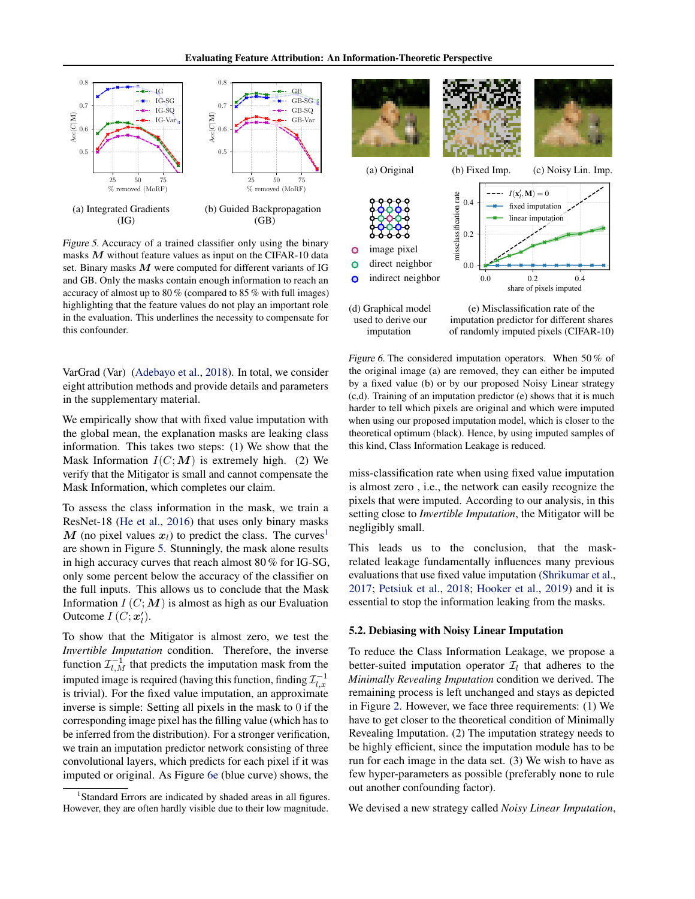(a) Integrated Gradients (IG)

(b) Guided Backpropagation (GB)

*Figure 5.* Accuracy of a trained classifier only using the binary masks $\boldsymbol{M}$ without feature values as input on the CIFAR-10 data set. Binary masks $\boldsymbol{M}$ were computed for different variants of IG and GB. Only the masks contain enough information to reach an accuracy of almost up to 80 % (compared to 85 % with full images) highlighting that the feature values do not play an important role in the evaluation. This underlines the necessity to compensate for this confounder.

VarGrad (Var) (Adebayo et al., 2018). In total, we consider eight attribution methods and provide details and parameters in the supplementary material.

We empirically show that with fixed value imputation with the global mean, the explanation masks are leaking class information. This takes two steps: (1) We show that the Mask Information $I(C; \boldsymbol{M})$ is extremely high. (2) We verify that the Mitigator is small and cannot compensate the Mask Information, which completes our claim.

To assess the class information in the mask, we train a ResNet-18 (He et al., 2016) that uses only binary masks $\boldsymbol{M}$ (no pixel values $\boldsymbol{x}_l$) to predict the class. The curves[1] are shown in Figure 5. Stunningly, the mask alone results in high accuracy curves that reach almost 80 % for IG-SG, only some percent below the accuracy of the classifier on the full inputs. This allows us to conclude that the Mask Information $I\left(C; \boldsymbol{M}\right)$ is almost as high as our Evaluation Outcome $I\left(C; \boldsymbol{x}_l'\right)$.

To show that the Mitigator is almost zero, we test the *Invertible Imputation* condition. Therefore, the inverse function $\mathcal{I}_{l,M}^{-1}$ that predicts the imputation mask from the imputed image is required (having this function, finding $\mathcal{I}_{l,x}^{-1}$ is trivial). For the fixed value imputation, an approximate inverse is simple: Setting all pixels in the mask to 0 if the corresponding image pixel has the filling value (which has to be inferred from the distribution). For a stronger verification, we train an imputation predictor network consisting of three convolutional layers, which predicts for each pixel if it was imputed or original. As Figure 6e (blue curve) shows, the miss-classification rate when using fixed value imputation is almost zero , i.e., the network can easily recognize the pixels that were imputed. According to our analysis, in this setting close to *Invertible Imputation*, the Mitigator will be negligibly small.

[1] Standard Errors are indicated by shaded areas in all figures. However, they are often hardly visible due to their low magnitude.

(a) Original (b) Fixed Imp. (c) Noisy Lin. Imp.

(d) Graphical model used to derive our imputation

(e) Misclassification rate of the imputation predictor for different shares of randomly imputed pixels (CIFAR-10)

*Figure 6.* The considered imputation operators. When 50 % of the original image (a) are removed, they can either be imputed by a fixed value (b) or by our proposed Noisy Linear strategy (c,d). Training of an imputation predictor (e) shows that it is much harder to tell which pixels are original and which were imputed when using our proposed imputation model, which is closer to the theoretical optimum (black). Hence, by using imputed samples of this kind, Class Information Leakage is reduced.

This leads us to the conclusion, that the mask-related leakage fundamentally influences many previous evaluations that use fixed value imputation (Shrikumar et al., 2017; Petsiuk et al., 2018; Hooker et al., 2019) and it is essential to stop the information leaking from the masks.

### 5.2. Debiasing with Noisy Linear Imputation

To reduce the Class Information Leakage, we propose a better-suited imputation operator $\mathcal{I}_l$ that adheres to the *Minimally Revealing Imputation* condition we derived. The remaining process is left unchanged and stays as depicted in Figure 2. However, we face three requirements: (1) We have to get closer to the theoretical condition of Minimally Revealing Imputation. (2) The imputation strategy needs to be highly efficient, since the imputation module has to be run for each image in the data set. (3) We wish to have as few hyper-parameters as possible (preferably none to rule out another confounding factor).

We devised a new strategy called *Noisy Linear Imputation*,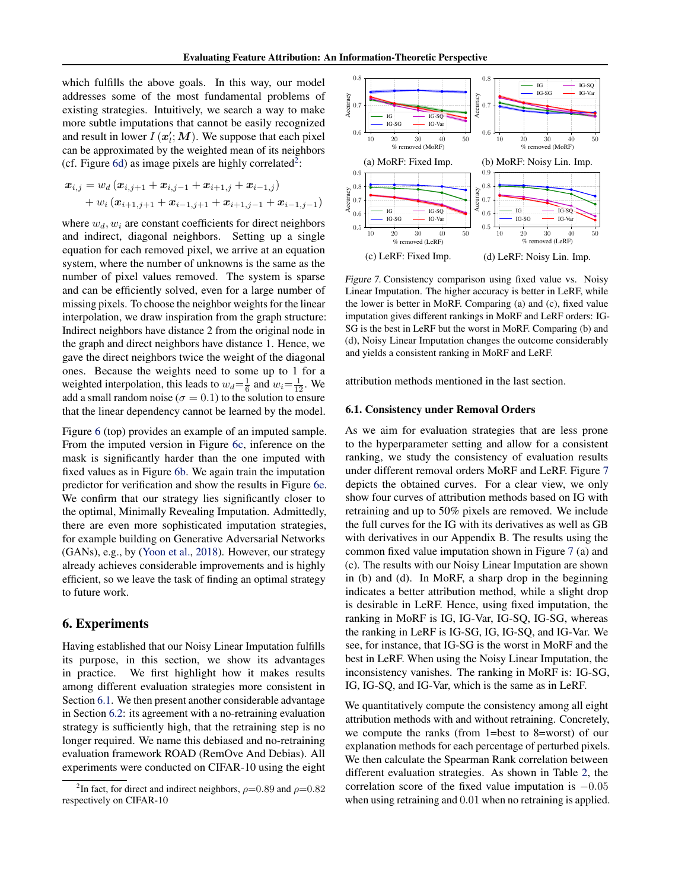which fulfills the above goals. In this way, our model addresses some of the most fundamental problems of existing strategies. Intuitively, we search a way to make more subtle imputations that cannot be easily recognized and result in lower $I(\boldsymbol{x}_l'; \boldsymbol{M})$. We suppose that each pixel can be approximated by the weighted mean of its neighbors (cf. Figure 6d) as image pixels are highly correlated[2]:

$$
\begin{aligned}
\boldsymbol{x}_{i,j} = & \, w_d \left( \boldsymbol{x}_{i,j+1} + \boldsymbol{x}_{i,j-1} + \boldsymbol{x}_{i+1,j} + \boldsymbol{x}_{i-1,j} \right) \\
& + w_i \left( \boldsymbol{x}_{i+1,j+1} + \boldsymbol{x}_{i-1,j+1} + \boldsymbol{x}_{i+1,j-1} + \boldsymbol{x}_{i-1,j-1} \right)
\end{aligned}
$$

where $w_d, w_i$ are constant coefficients for direct neighbors and indirect, diagonal neighbors. Setting up a single equation for each removed pixel, we arrive at an equation system, where the number of unknowns is the same as the number of pixel values removed. The system is sparse and can be efficiently solved, even for a large number of missing pixels. To choose the neighbor weights for the linear interpolation, we draw inspiration from the graph structure: Indirect neighbors have distance 2 from the original node in the graph and direct neighbors have distance 1. Hence, we gave the direct neighbors twice the weight of the diagonal ones. Because the weights need to some up to 1 for a weighted interpolation, this leads to $w_d = \frac{1}{6}$ and $w_i = \frac{1}{12}$. We add a small random noise ($\sigma = 0.1$) to the solution to ensure that the linear dependency cannot be learned by the model.

Figure 6 (top) provides an example of an imputed sample. From the imputed version in Figure 6c, inference on the mask is significantly harder than the one imputed with fixed values as in Figure 6b. We again train the imputation predictor for verification and show the results in Figure 6e. We confirm that our strategy lies significantly closer to the optimal, Minimally Revealing Imputation. Admittedly, there are even more sophisticated imputation strategies, for example building on Generative Adversarial Networks (GANs), e.g., by (Yoon et al., 2018). However, our strategy already achieves considerable improvements and is highly efficient, so we leave the task of finding an optimal strategy to future work.

## 6. Experiments

Having established that our Noisy Linear Imputation fulfills its purpose, in this section, we show its advantages in practice. We first highlight how it makes results among different evaluation strategies more consistent in Section 6.1. We then present another considerable advantage in Section 6.2: its agreement with a no-retraining evaluation strategy is sufficiently high, that the retraining step is no longer required. We name this debiased and no-retraining evaluation framework ROAD (RemOve And Debias). All experiments were conducted on CIFAR-10 using the eight

[2] In fact, for direct and indirect neighbors, $\rho$=0.89 and $\rho$=0.82 respectively on CIFAR-10

(a) MoRF: Fixed Imp. (b) MoRF: Noisy Lin. Imp. (c) LeRF: Fixed Imp. (d) LeRF: Noisy Lin. Imp.

*Figure 7.* Consistency comparison using fixed value vs. Noisy Linear Imputation. The higher accuracy is better in LeRF, while the lower is better in MoRF. Comparing (a) and (c), fixed value imputation gives different rankings in MoRF and LeRF orders: IG-SG is the best in LeRF but the worst in MoRF. Comparing (b) and (d), Noisy Linear Imputation changes the outcome considerably and yields a consistent ranking in MoRF and LeRF.

attribution methods mentioned in the last section.

### 6.1. Consistency under Removal Orders

As we aim for evaluation strategies that are less prone to the hyperparameter setting and allow for a consistent ranking, we study the consistency of evaluation results under different removal orders MoRF and LeRF. Figure 7 depicts the obtained curves. For a clear view, we only show four curves of attribution methods based on IG with retraining and up to 50% pixels are removed. We include the full curves for the IG with its derivatives as well as GB with derivatives in our Appendix B. The results using the common fixed value imputation shown in Figure 7 (a) and (c). The results with our Noisy Linear Imputation are shown in (b) and (d). In MoRF, a sharp drop in the beginning indicates a better attribution method, while a slight drop is desirable in LeRF. Hence, using fixed imputation, the ranking in MoRF is IG, IG-Var, IG-SQ, IG-SG, whereas the ranking in LeRF is IG-SG, IG, IG-SQ, and IG-Var. We see, for instance, that IG-SG is the worst in MoRF and the best in LeRF. When using the Noisy Linear Imputation, the inconsistency vanishes. The ranking in MoRF is: IG-SG, IG, IG-SQ, and IG-Var, which is the same as in LeRF.

We quantitatively compute the consistency among all eight attribution methods with and without retraining. Concretely, we compute the ranks (from 1=best to 8=worst) of our explanation methods for each percentage of perturbed pixels. We then calculate the Spearman Rank correlation between different evaluation strategies. As shown in Table 2, the correlation score of the fixed value imputation is $-0.05$ when using retraining and $0.01$ when no retraining is applied.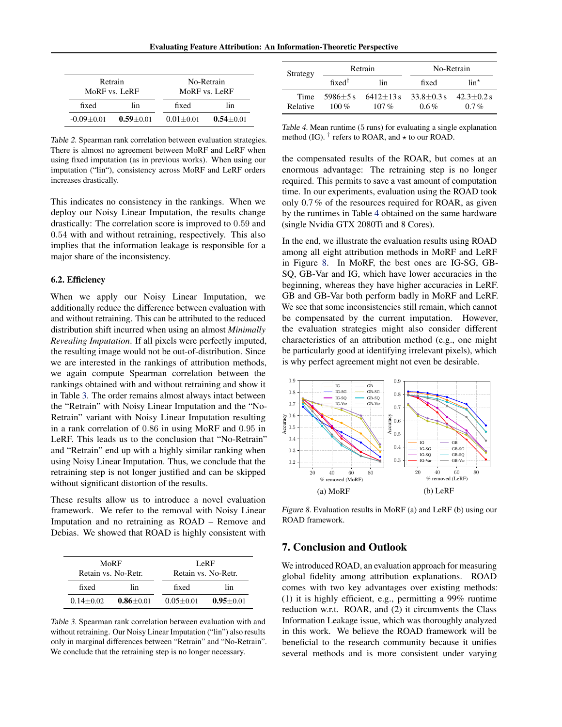| Retrain MoRF vs. LeRF | | No-Retrain MoRF vs. LeRF | |
|---|---|---|---|
| fixed | lin | fixed | lin |
| -0.09±0.01 | **0.59**±0.01 | 0.01±0.01 | **0.54**±0.01 |

*Table 2.* Spearman rank correlation between evaluation strategies. There is almost no agreement between MoRF and LeRF when using fixed imputation (as in previous works). When using our imputation ("lin"), consistency across MoRF and LeRF orders increases drastically.

This indicates no consistency in the rankings. When we deploy our Noisy Linear Imputation, the results change drastically: The correlation score is improved to 0.59 and 0.54 with and without retraining, respectively. This also implies that the information leakage is responsible for a major share of the inconsistency.

### 6.2. Efficiency

When we apply our Noisy Linear Imputation, we additionally reduce the difference between evaluation with and without retraining. This can be attributed to the reduced distribution shift incurred when using an almost *Minimally Revealing Imputation*. If all pixels were perfectly imputed, the resulting image would not be out-of-distribution. Since we are interested in the rankings of attribution methods, we again compute Spearman correlation between the rankings obtained with and without retraining and show it in Table 3. The order remains almost always intact between the "Retrain" with Noisy Linear Imputation and the "No-Retrain" variant with Noisy Linear Imputation resulting in a rank correlation of 0.86 in using MoRF and 0.95 in LeRF. This leads us to the conclusion that "No-Retrain" and "Retrain" end up with a highly similar ranking when using Noisy Linear Imputation. Thus, we conclude that the retraining step is not longer justified and can be skipped without significant distortion of the results.

These results allow us to introduce a novel evaluation framework. We refer to the removal with Noisy Linear Imputation and no retraining as ROAD – Remove and Debias. We showed that ROAD is highly consistent with

| MoRF Retain vs. No-Retr. | | LeRF Retain vs. No-Retr. | |
|---|---|---|---|
| fixed | lin | fixed | lin |
| 0.14±0.02 | **0.86**±0.01 | 0.05±0.01 | **0.95**±0.01 |

*Table 3.* Spearman rank correlation between evaluation with and without retraining. Our Noisy Linear Imputation ("lin") also results only in marginal differences between "Retrain" and "No-Retrain". We conclude that the retraining step is no longer necessary.

| Strategy | Retrain | | No-Retrain | |
|---|---|---|---|---|
| | fixed[†] | lin | fixed | lin[⋆] |
| Time | 5986±5 s | 6412±13 s | 33.8±0.3 s | 42.3±0.2 s |
| Relative | 100 % | 107 % | 0.6 % | 0.7 % |

*Table 4.* Mean runtime (5 runs) for evaluating a single explanation method (IG). [†] refers to ROAR, and ⋆ to our ROAD.

the compensated results of the ROAR, but comes at an enormous advantage: The retraining step is no longer required. This permits to save a vast amount of computation time. In our experiments, evaluation using the ROAD took only 0.7 % of the resources required for ROAR, as given by the runtimes in Table 4 obtained on the same hardware (single Nvidia GTX 2080Ti and 8 Cores).

In the end, we illustrate the evaluation results using ROAD among all eight attribution methods in MoRF and LeRF in Figure 8. In MoRF, the best ones are IG-SG, GB-SQ, GB-Var and IG, which have lower accuracies in the beginning, whereas they have higher accuracies in LeRF. GB and GB-Var both perform badly in MoRF and LeRF. We see that some inconsistencies still remain, which cannot be compensated by the current imputation. However, the evaluation strategies might also consider different characteristics of an attribution method (e.g., one might be particularly good at identifying irrelevant pixels), which is why perfect agreement might not even be desirable.

(a) MoRF (b) LeRF

*Figure 8.* Evaluation results in MoRF (a) and LeRF (b) using our ROAD framework.

## 7. Conclusion and Outlook

We introduced ROAD, an evaluation approach for measuring global fidelity among attribution explanations. ROAD comes with two key advantages over existing methods: (1) it is highly efficient, e.g., permitting a 99% runtime reduction w.r.t. ROAR, and (2) it circumvents the Class Information Leakage issue, which was thoroughly analyzed in this work. We believe the ROAD framework will be beneficial to the research community because it unifies several methods and is more consistent under varying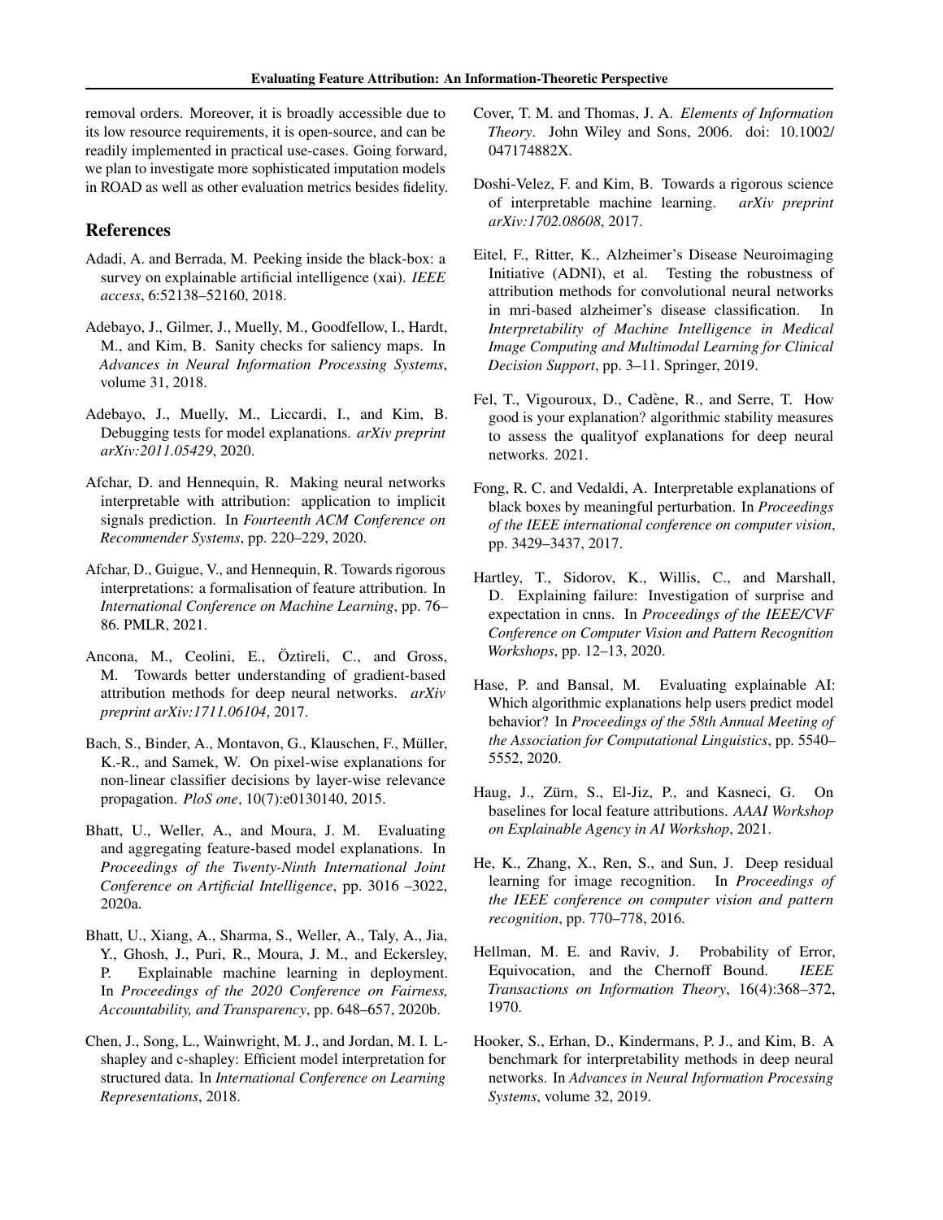removal orders. Moreover, it is broadly accessible due to its low resource requirements, it is open-source, and can be readily implemented in practical use-cases. Going forward, we plan to investigate more sophisticated imputation models in ROAD as well as other evaluation metrics besides fidelity.

## References

Adadi, A. and Berrada, M. Peeking inside the black-box: a survey on explainable artificial intelligence (xai). *IEEE access*, 6:52138–52160, 2018.

Adebayo, J., Gilmer, J., Muelly, M., Goodfellow, I., Hardt, M., and Kim, B. Sanity checks for saliency maps. In *Advances in Neural Information Processing Systems*, volume 31, 2018.

Adebayo, J., Muelly, M., Liccardi, I., and Kim, B. Debugging tests for model explanations. *arXiv preprint arXiv:2011.05429*, 2020.

Afchar, D. and Hennequin, R. Making neural networks interpretable with attribution: application to implicit signals prediction. In *Fourteenth ACM Conference on Recommender Systems*, pp. 220–229, 2020.

Afchar, D., Guigue, V., and Hennequin, R. Towards rigorous interpretations: a formalisation of feature attribution. In *International Conference on Machine Learning*, pp. 76–86. PMLR, 2021.

Ancona, M., Ceolini, E., Öztireli, C., and Gross, M. Towards better understanding of gradient-based attribution methods for deep neural networks. *arXiv preprint arXiv:1711.06104*, 2017.

Bach, S., Binder, A., Montavon, G., Klauschen, F., Müller, K.-R., and Samek, W. On pixel-wise explanations for non-linear classifier decisions by layer-wise relevance propagation. *PloS one*, 10(7):e0130140, 2015.

Bhatt, U., Weller, A., and Moura, J. M. Evaluating and aggregating feature-based model explanations. In *Proceedings of the Twenty-Ninth International Joint Conference on Artificial Intelligence*, pp. 3016 –3022, 2020a.

Bhatt, U., Xiang, A., Sharma, S., Weller, A., Taly, A., Jia, Y., Ghosh, J., Puri, R., Moura, J. M., and Eckersley, P. Explainable machine learning in deployment. In *Proceedings of the 2020 Conference on Fairness, Accountability, and Transparency*, pp. 648–657, 2020b.

Chen, J., Song, L., Wainwright, M. J., and Jordan, M. I. L-shapley and c-shapley: Efficient model interpretation for structured data. In *International Conference on Learning Representations*, 2018.

Cover, T. M. and Thomas, J. A. *Elements of Information Theory*. John Wiley and Sons, 2006. doi: 10.1002/047174882X.

Doshi-Velez, F. and Kim, B. Towards a rigorous science of interpretable machine learning. *arXiv preprint arXiv:1702.08608*, 2017.

Eitel, F., Ritter, K., Alzheimer's Disease Neuroimaging Initiative (ADNI), et al. Testing the robustness of attribution methods for convolutional neural networks in mri-based alzheimer's disease classification. In *Interpretability of Machine Intelligence in Medical Image Computing and Multimodal Learning for Clinical Decision Support*, pp. 3–11. Springer, 2019.

Fel, T., Vigouroux, D., Cadène, R., and Serre, T. How good is your explanation? algorithmic stability measures to assess the qualityof explanations for deep neural networks. 2021.

Fong, R. C. and Vedaldi, A. Interpretable explanations of black boxes by meaningful perturbation. In *Proceedings of the IEEE international conference on computer vision*, pp. 3429–3437, 2017.

Hartley, T., Sidorov, K., Willis, C., and Marshall, D. Explaining failure: Investigation of surprise and expectation in cnns. In *Proceedings of the IEEE/CVF Conference on Computer Vision and Pattern Recognition Workshops*, pp. 12–13, 2020.

Hase, P. and Bansal, M. Evaluating explainable AI: Which algorithmic explanations help users predict model behavior? In *Proceedings of the 58th Annual Meeting of the Association for Computational Linguistics*, pp. 5540–5552, 2020.

Haug, J., Zürn, S., El-Jiz, P., and Kasneci, G. On baselines for local feature attributions. *AAAI Workshop on Explainable Agency in AI Workshop*, 2021.

He, K., Zhang, X., Ren, S., and Sun, J. Deep residual learning for image recognition. In *Proceedings of the IEEE conference on computer vision and pattern recognition*, pp. 770–778, 2016.

Hellman, M. E. and Raviv, J. Probability of Error, Equivocation, and the Chernoff Bound. *IEEE Transactions on Information Theory*, 16(4):368–372, 1970.

Hooker, S., Erhan, D., Kindermans, P. J., and Kim, B. A benchmark for interpretability methods in deep neural networks. In *Advances in Neural Information Processing Systems*, volume 32, 2019.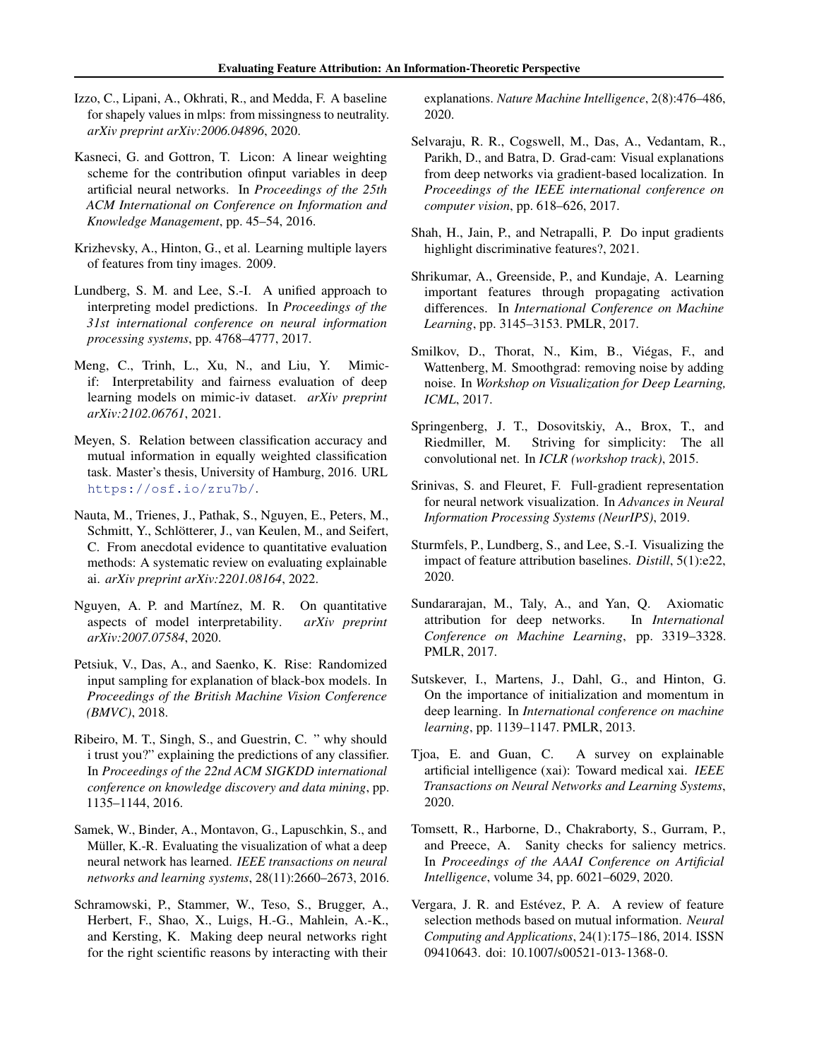Izzo, C., Lipani, A., Okhrati, R., and Medda, F. A baseline for shapely values in mlps: from missingness to neutrality. *arXiv preprint arXiv:2006.04896*, 2020.

Kasneci, G. and Gottron, T. Licon: A linear weighting scheme for the contribution ofinput variables in deep artificial neural networks. In *Proceedings of the 25th ACM International on Conference on Information and Knowledge Management*, pp. 45–54, 2016.

Krizhevsky, A., Hinton, G., et al. Learning multiple layers of features from tiny images. 2009.

Lundberg, S. M. and Lee, S.-I. A unified approach to interpreting model predictions. In *Proceedings of the 31st international conference on neural information processing systems*, pp. 4768–4777, 2017.

Meng, C., Trinh, L., Xu, N., and Liu, Y. Mimic-if: Interpretability and fairness evaluation of deep learning models on mimic-iv dataset. *arXiv preprint arXiv:2102.06761*, 2021.

Meyen, S. Relation between classification accuracy and mutual information in equally weighted classification task. Master's thesis, University of Hamburg, 2016. URL https://osf.io/zru7b/.

Nauta, M., Trienes, J., Pathak, S., Nguyen, E., Peters, M., Schmitt, Y., Schlötterer, J., van Keulen, M., and Seifert, C. From anecdotal evidence to quantitative evaluation methods: A systematic review on evaluating explainable ai. *arXiv preprint arXiv:2201.08164*, 2022.

Nguyen, A. P. and Martínez, M. R. On quantitative aspects of model interpretability. *arXiv preprint arXiv:2007.07584*, 2020.

Petsiuk, V., Das, A., and Saenko, K. Rise: Randomized input sampling for explanation of black-box models. In *Proceedings of the British Machine Vision Conference (BMVC)*, 2018.

Ribeiro, M. T., Singh, S., and Guestrin, C. " why should i trust you?" explaining the predictions of any classifier. In *Proceedings of the 22nd ACM SIGKDD international conference on knowledge discovery and data mining*, pp. 1135–1144, 2016.

Samek, W., Binder, A., Montavon, G., Lapuschkin, S., and Müller, K.-R. Evaluating the visualization of what a deep neural network has learned. *IEEE transactions on neural networks and learning systems*, 28(11):2660–2673, 2016.

Schramowski, P., Stammer, W., Teso, S., Brugger, A., Herbert, F., Shao, X., Luigs, H.-G., Mahlein, A.-K., and Kersting, K. Making deep neural networks right for the right scientific reasons by interacting with their explanations. *Nature Machine Intelligence*, 2(8):476–486, 2020.

Selvaraju, R. R., Cogswell, M., Das, A., Vedantam, R., Parikh, D., and Batra, D. Grad-cam: Visual explanations from deep networks via gradient-based localization. In *Proceedings of the IEEE international conference on computer vision*, pp. 618–626, 2017.

Shah, H., Jain, P., and Netrapalli, P. Do input gradients highlight discriminative features?, 2021.

Shrikumar, A., Greenside, P., and Kundaje, A. Learning important features through propagating activation differences. In *International Conference on Machine Learning*, pp. 3145–3153. PMLR, 2017.

Smilkov, D., Thorat, N., Kim, B., Viégas, F., and Wattenberg, M. Smoothgrad: removing noise by adding noise. In *Workshop on Visualization for Deep Learning, ICML*, 2017.

Springenberg, J. T., Dosovitskiy, A., Brox, T., and Riedmiller, M. Striving for simplicity: The all convolutional net. In *ICLR (workshop track)*, 2015.

Srinivas, S. and Fleuret, F. Full-gradient representation for neural network visualization. In *Advances in Neural Information Processing Systems (NeurIPS)*, 2019.

Sturmfels, P., Lundberg, S., and Lee, S.-I. Visualizing the impact of feature attribution baselines. *Distill*, 5(1):e22, 2020.

Sundararajan, M., Taly, A., and Yan, Q. Axiomatic attribution for deep networks. In *International Conference on Machine Learning*, pp. 3319–3328. PMLR, 2017.

Sutskever, I., Martens, J., Dahl, G., and Hinton, G. On the importance of initialization and momentum in deep learning. In *International conference on machine learning*, pp. 1139–1147. PMLR, 2013.

Tjoa, E. and Guan, C. A survey on explainable artificial intelligence (xai): Toward medical xai. *IEEE Transactions on Neural Networks and Learning Systems*, 2020.

Tomsett, R., Harborne, D., Chakraborty, S., Gurram, P., and Preece, A. Sanity checks for saliency metrics. In *Proceedings of the AAAI Conference on Artificial Intelligence*, volume 34, pp. 6021–6029, 2020.

Vergara, J. R. and Estévez, P. A. A review of feature selection methods based on mutual information. *Neural Computing and Applications*, 24(1):175–186, 2014. ISSN 09410643. doi: 10.1007/s00521-013-1368-0.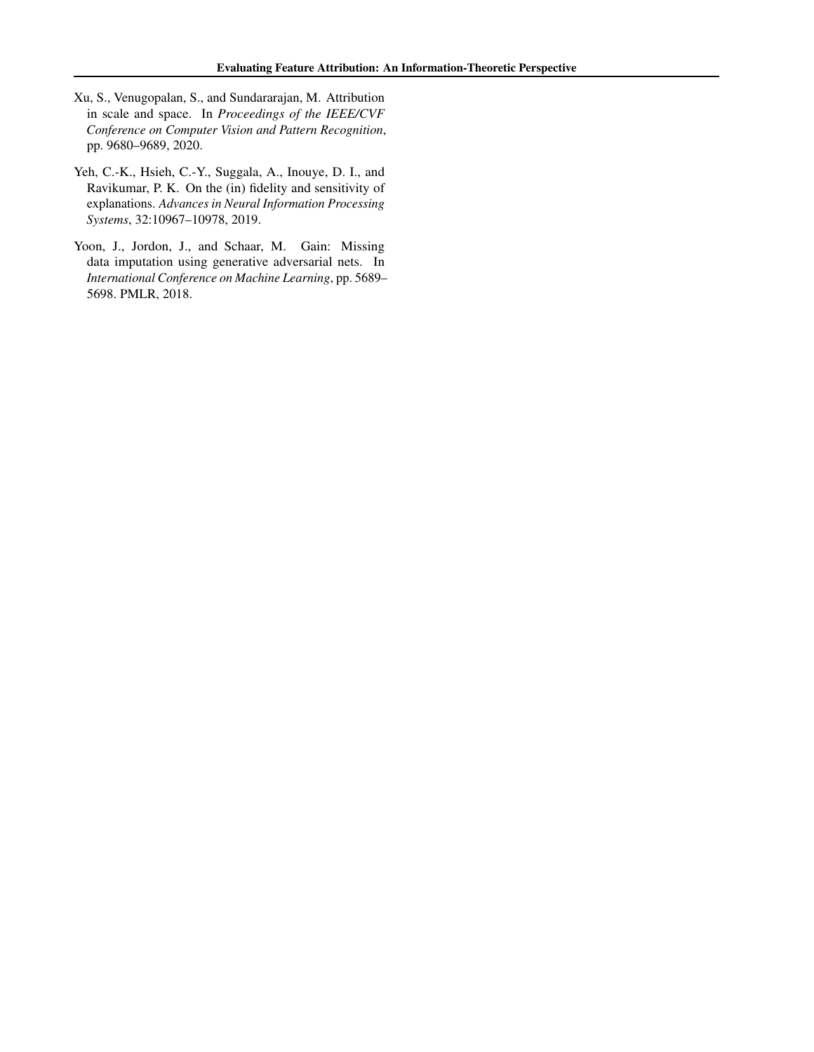Xu, S., Venugopalan, S., and Sundararajan, M. Attribution in scale and space. In *Proceedings of the IEEE/CVF Conference on Computer Vision and Pattern Recognition*, pp. 9680–9689, 2020.

Yeh, C.-K., Hsieh, C.-Y., Suggala, A., Inouye, D. I., and Ravikumar, P. K. On the (in) fidelity and sensitivity of explanations. *Advances in Neural Information Processing Systems*, 32:10967–10978, 2019.

Yoon, J., Jordon, J., and Schaar, M. Gain: Missing data imputation using generative adversarial nets. In *International Conference on Machine Learning*, pp. 5689–5698. PMLR, 2018.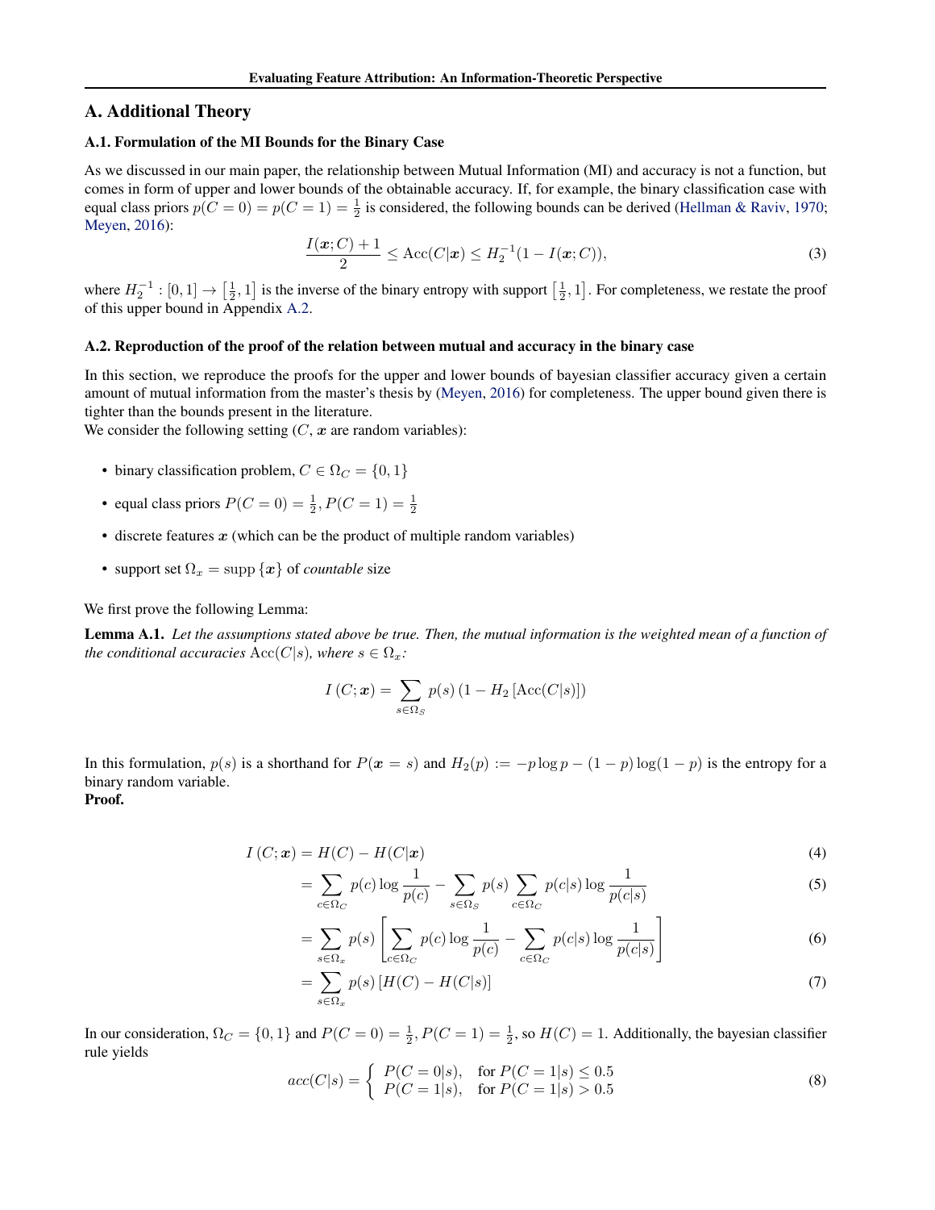# A. Additional Theory

## A.1. Formulation of the MI Bounds for the Binary Case

As we discussed in our main paper, the relationship between Mutual Information (MI) and accuracy is not a function, but comes in form of upper and lower bounds of the obtainable accuracy. If, for example, the binary classification case with equal class priors $p(C=0) = p(C=1) = \frac{1}{2}$ is considered, the following bounds can be derived (Hellman & Raviv, 1970; Meyen, 2016):

$$\frac{I(\boldsymbol{x};C)+1}{2} \leq \mathrm{Acc}(C|\boldsymbol{x}) \leq H_2^{-1}(1 - I(\boldsymbol{x};C)), \tag{3}$$

where $H_2^{-1} : [0,1] \to \left[\frac{1}{2}, 1\right]$ is the inverse of the binary entropy with support $\left[\frac{1}{2}, 1\right]$. For completeness, we restate the proof of this upper bound in Appendix A.2.

## A.2. Reproduction of the proof of the relation between mutual and accuracy in the binary case

In this section, we reproduce the proofs for the upper and lower bounds of bayesian classifier accuracy given a certain amount of mutual information from the master's thesis by (Meyen, 2016) for completeness. The upper bound given there is tighter than the bounds present in the literature.
We consider the following setting ($C$, $\boldsymbol{x}$ are random variables):

- binary classification problem, $C \in \Omega_C = \{0, 1\}$
- equal class priors $P(C=0) = \frac{1}{2}, P(C=1) = \frac{1}{2}$
- discrete features $\boldsymbol{x}$ (which can be the product of multiple random variables)
- support set $\Omega_x = \mathrm{supp}\,\{\boldsymbol{x}\}$ of *countable* size

We first prove the following Lemma:

**Lemma A.1.** *Let the assumptions stated above be true. Then, the mutual information is the weighted mean of a function of the conditional accuracies* $\mathrm{Acc}(C|s)$*, where* $s \in \Omega_x$*:*

$$I(C;\boldsymbol{x}) = \sum_{s \in \Omega_S} p(s)\left(1 - H_2\left[\mathrm{Acc}(C|s)\right]\right)$$

In this formulation, $p(s)$ is a shorthand for $P(\boldsymbol{x} = s)$ and $H_2(p) := -p\log p - (1-p)\log(1-p)$ is the entropy for a binary random variable.
**Proof.**

$$I(C;\boldsymbol{x}) = H(C) - H(C|\boldsymbol{x}) \tag{4}$$

$$= \sum_{c \in \Omega_C} p(c)\log\frac{1}{p(c)} - \sum_{s \in \Omega_S} p(s) \sum_{c \in \Omega_C} p(c|s)\log\frac{1}{p(c|s)} \tag{5}$$

$$= \sum_{s \in \Omega_x} p(s)\left[\sum_{c \in \Omega_C} p(c)\log\frac{1}{p(c)} - \sum_{c \in \Omega_C} p(c|s)\log\frac{1}{p(c|s)}\right] \tag{6}$$

$$= \sum_{s \in \Omega_x} p(s)\left[H(C) - H(C|s)\right] \tag{7}$$

In our consideration, $\Omega_C = \{0, 1\}$ and $P(C=0) = \frac{1}{2}, P(C=1) = \frac{1}{2}$, so $H(C) = 1$. Additionally, the bayesian classifier rule yields

$$acc(C|s) = \begin{cases} P(C=0|s), & \text{for } P(C=1|s) \leq 0.5 \\ P(C=1|s), & \text{for } P(C=1|s) > 0.5 \end{cases} \tag{8}$$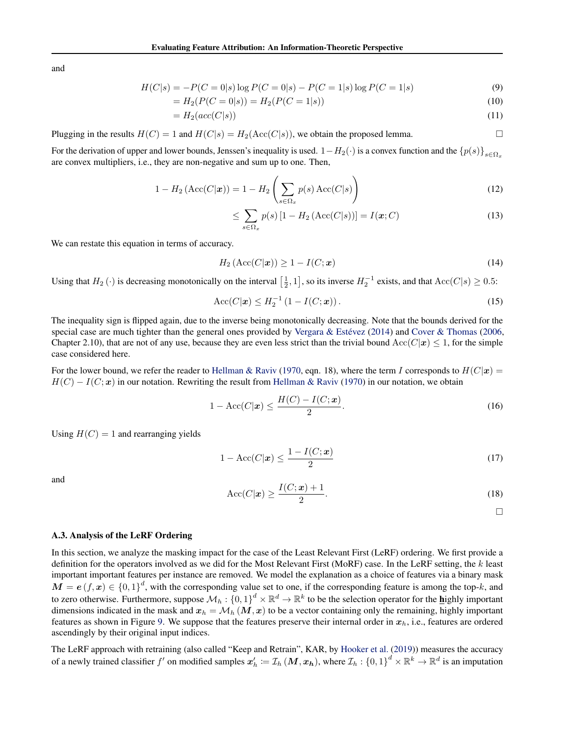and

$$
\begin{aligned}
H(C|s) &= -P(C=0|s)\log P(C=0|s) - P(C=1|s)\log P(C=1|s) && (9)\\
&= H_2(P(C=0|s)) = H_2(P(C=1|s)) && (10)\\
&= H_2(acc(C|s)) && (11)
\end{aligned}
$$

Plugging in the results $H(C) = 1$ and $H(C|s) = H_2(\mathrm{Acc}(C|s))$, we obtain the proposed lemma. □

For the derivation of upper and lower bounds, Jenssen's inequality is used. $1 - H_2(\cdot)$ is a convex function and the $\{p(s)\}_{s\in\Omega_x}$ are convex multipliers, i.e., they are non-negative and sum up to one. Then,

$$
\begin{aligned}
1 - H_2\left(\mathrm{Acc}(C|\boldsymbol{x})\right) &= 1 - H_2\left(\sum_{s\in\Omega_x} p(s)\,\mathrm{Acc}(C|s)\right) && (12)\\
&\leq \sum_{s\in\Omega_x} p(s)\left[1 - H_2\left(\mathrm{Acc}(C|s)\right)\right] = I(\boldsymbol{x};C) && (13)
\end{aligned}
$$

We can restate this equation in terms of accuracy.

$$
H_2\left(\mathrm{Acc}(C|\boldsymbol{x})\right) \geq 1 - I(C;\boldsymbol{x}) \tag{14}
$$

Using that $H_2(\cdot)$ is decreasing monotonically on the interval $\left[\frac{1}{2}, 1\right]$, so its inverse $H_2^{-1}$ exists, and that $\mathrm{Acc}(C|s) \geq 0.5$:

$$
\mathrm{Acc}(C|\boldsymbol{x}) \leq H_2^{-1}\left(1 - I(C;\boldsymbol{x})\right). \tag{15}
$$

The inequality sign is flipped again, due to the inverse being monotonically decreasing. Note that the bounds derived for the special case are much tighter than the general ones provided by Vergara & Estévez (2014) and Cover & Thomas (2006, Chapter 2.10), that are not of any use, because they are even less strict than the trivial bound $\mathrm{Acc}(C|\boldsymbol{x}) \leq 1$, for the simple case considered here.

For the lower bound, we refer the reader to Hellman & Raviv (1970, eqn. 18), where the term $I$ corresponds to $H(C|\boldsymbol{x}) = H(C) - I(C;\boldsymbol{x})$ in our notation. Rewriting the result from Hellman & Raviv (1970) in our notation, we obtain

$$
1 - \mathrm{Acc}(C|\boldsymbol{x}) \leq \frac{H(C) - I(C;\boldsymbol{x})}{2}. \tag{16}
$$

Using $H(C) = 1$ and rearranging yields

$$
1 - \mathrm{Acc}(C|\boldsymbol{x}) \leq \frac{1 - I(C;\boldsymbol{x})}{2} \tag{17}
$$

and

$$
\mathrm{Acc}(C|\boldsymbol{x}) \geq \frac{I(C;\boldsymbol{x}) + 1}{2}. \tag{18}
$$

□

### A.3. Analysis of the LeRF Ordering

In this section, we analyze the masking impact for the case of the Least Relevant First (LeRF) ordering. We first provide a definition for the operators involved as we did for the Most Relevant First (MoRF) case. In the LeRF setting, the $k$ least important important features per instance are removed. We model the explanation as a choice of features via a binary mask $\boldsymbol{M} = \boldsymbol{e}(f, \boldsymbol{x}) \in \{0,1\}^d$, with the corresponding value set to one, if the corresponding feature is among the top-$k$, and to zero otherwise. Furthermore, suppose $\mathcal{M}_h : \{0,1\}^d \times \mathbb{R}^d \to \mathbb{R}^k$ to be the selection operator for the **h**ighly important dimensions indicated in the mask and $\boldsymbol{x}_h = \mathcal{M}_h(\boldsymbol{M}, \boldsymbol{x})$ to be a vector containing only the remaining, highly important features as shown in Figure 9. We suppose that the features preserve their internal order in $\boldsymbol{x}_h$, i.e., features are ordered ascendingly by their original input indices.

The LeRF approach with retraining (also called "Keep and Retrain", KAR, by Hooker et al. (2019)) measures the accuracy of a newly trained classifier $f'$ on modified samples $\boldsymbol{x}'_h := \mathcal{I}_h(\boldsymbol{M}, \boldsymbol{x}_h)$, where $\mathcal{I}_h : \{0,1\}^d \times \mathbb{R}^k \to \mathbb{R}^d$ is an imputation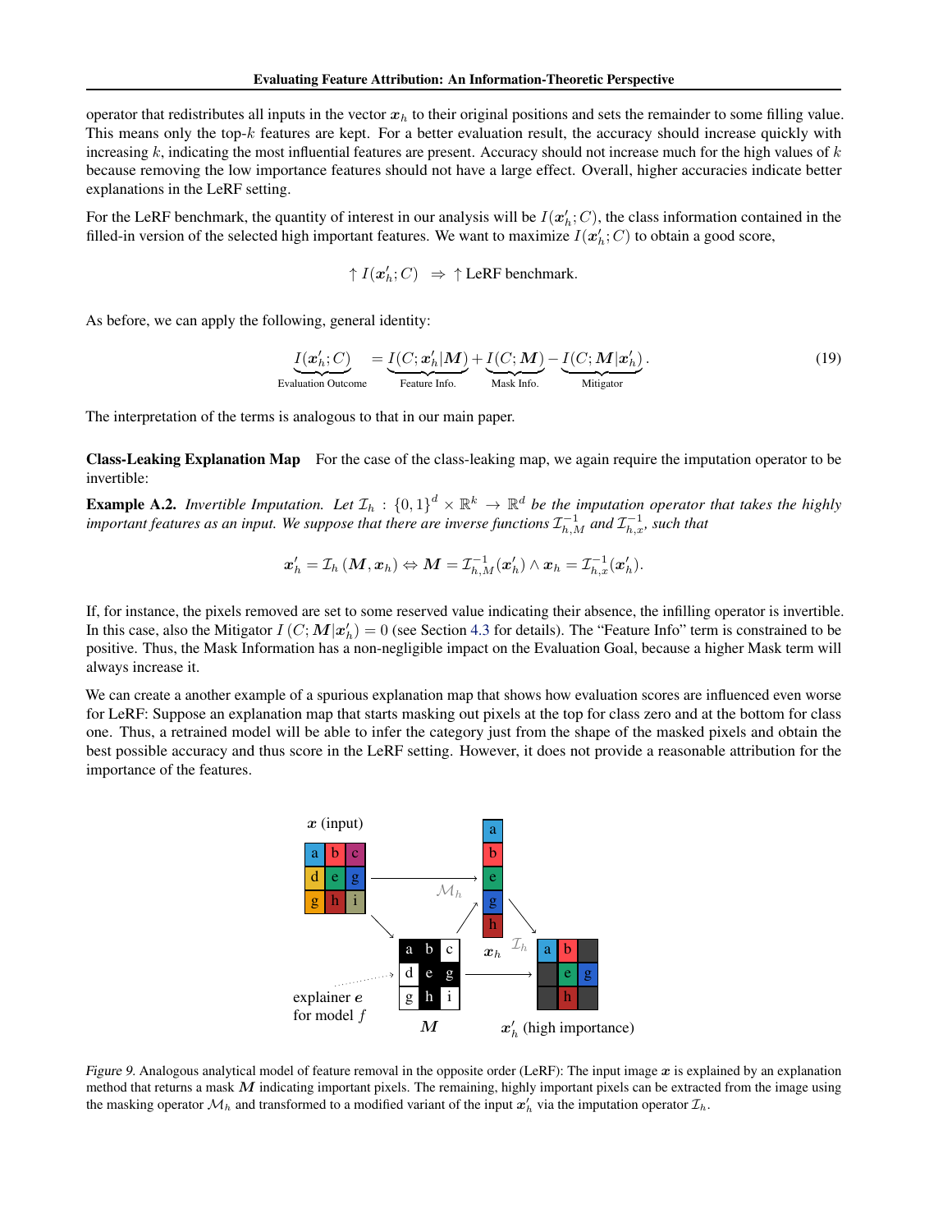operator that redistributes all inputs in the vector $\boldsymbol{x}_h$ to their original positions and sets the remainder to some filling value. This means only the top-$k$ features are kept. For a better evaluation result, the accuracy should increase quickly with increasing $k$, indicating the most influential features are present. Accuracy should not increase much for the high values of $k$ because removing the low importance features should not have a large effect. Overall, higher accuracies indicate better explanations in the LeRF setting.

For the LeRF benchmark, the quantity of interest in our analysis will be $I(\boldsymbol{x}'_h; C)$, the class information contained in the filled-in version of the selected high important features. We want to maximize $I(\boldsymbol{x}'_h; C)$ to obtain a good score,

$$\uparrow I(\boldsymbol{x}'_h; C) \;\; \Rightarrow \; \uparrow \text{LeRF benchmark.}$$

As before, we can apply the following, general identity:

$$\underbrace{I(\boldsymbol{x}'_h; C)}_{\text{Evaluation Outcome}} = \underbrace{I(C; \boldsymbol{x}'_h | \boldsymbol{M})}_{\text{Feature Info.}} + \underbrace{I(C; \boldsymbol{M})}_{\text{Mask Info.}} - \underbrace{I(C; \boldsymbol{M} | \boldsymbol{x}'_h)}_{\text{Mitigator}}. \tag{19}$$

The interpretation of the terms is analogous to that in our main paper.

**Class-Leaking Explanation Map** For the case of the class-leaking map, we again require the imputation operator to be invertible:

**Example A.2.** *Invertible Imputation. Let $\mathcal{I}_h : \{0,1\}^d \times \mathbb{R}^k \to \mathbb{R}^d$ be the imputation operator that takes the highly important features as an input. We suppose that there are inverse functions $\mathcal{I}_{h,M}^{-1}$ and $\mathcal{I}_{h,x}^{-1}$, such that*

$$\boldsymbol{x}'_h = \mathcal{I}_h(\boldsymbol{M}, \boldsymbol{x}_h) \Leftrightarrow \boldsymbol{M} = \mathcal{I}_{h,M}^{-1}(\boldsymbol{x}'_h) \wedge \boldsymbol{x}_h = \mathcal{I}_{h,x}^{-1}(\boldsymbol{x}'_h).$$

If, for instance, the pixels removed are set to some reserved value indicating their absence, the infilling operator is invertible. In this case, also the Mitigator $I(C; \boldsymbol{M} | \boldsymbol{x}'_h) = 0$ (see Section 4.3 for details). The "Feature Info" term is constrained to be positive. Thus, the Mask Information has a non-negligible impact on the Evaluation Goal, because a higher Mask term will always increase it.

We can create a another example of a spurious explanation map that shows how evaluation scores are influenced even worse for LeRF: Suppose an explanation map that starts masking out pixels at the top for class zero and at the bottom for class one. Thus, a retrained model will be able to infer the category just from the shape of the masked pixels and obtain the best possible accuracy and thus score in the LeRF setting. However, it does not provide a reasonable attribution for the importance of the features.

*Figure 9.* Analogous analytical model of feature removal in the opposite order (LeRF): The input image $\boldsymbol{x}$ is explained by an explanation method that returns a mask $\boldsymbol{M}$ indicating important pixels. The remaining, highly important pixels can be extracted from the image using the masking operator $\mathcal{M}_h$ and transformed to a modified variant of the input $\boldsymbol{x}'_h$ via the imputation operator $\mathcal{I}_h$.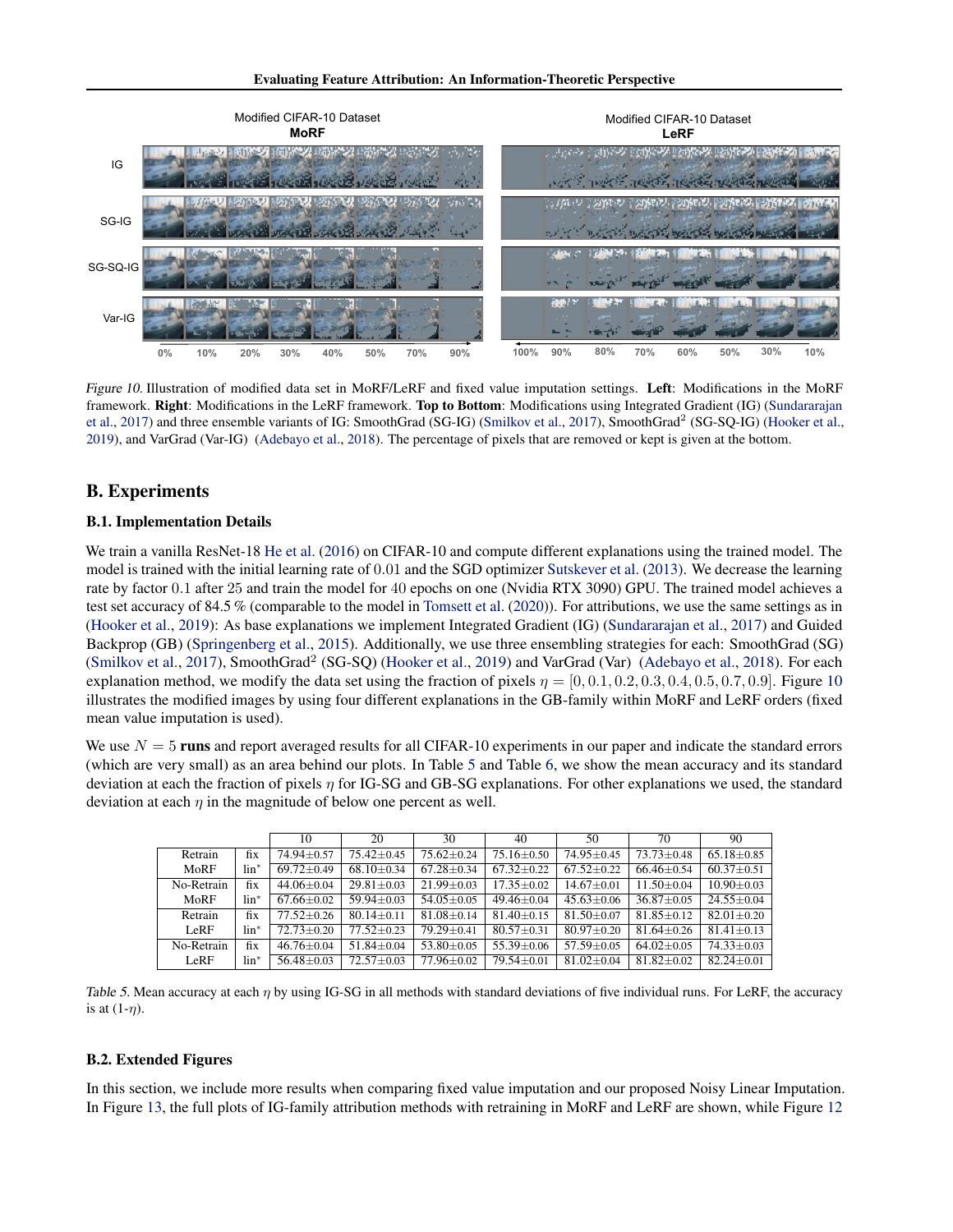Figure 10. Illustration of modified data set in MoRF/LeRF and fixed value imputation settings. **Left**: Modifications in the MoRF framework. **Right**: Modifications in the LeRF framework. **Top to Bottom**: Modifications using Integrated Gradient (IG) (Sundararajan et al., 2017) and three ensemble variants of IG: SmoothGrad (SG-IG) (Smilkov et al., 2017), SmoothGrad$^2$ (SG-SQ-IG) (Hooker et al., 2019), and VarGrad (Var-IG) (Adebayo et al., 2018). The percentage of pixels that are removed or kept is given at the bottom.

## B. Experiments

### B.1. Implementation Details

We train a vanilla ResNet-18 He et al. (2016) on CIFAR-10 and compute different explanations using the trained model. The model is trained with the initial learning rate of $0.01$ and the SGD optimizer Sutskever et al. (2013). We decrease the learning rate by factor $0.1$ after $25$ and train the model for $40$ epochs on one (Nvidia RTX 3090) GPU. The trained model achieves a test set accuracy of 84.5 % (comparable to the model in Tomsett et al. (2020)). For attributions, we use the same settings as in (Hooker et al., 2019): As base explanations we implement Integrated Gradient (IG) (Sundararajan et al., 2017) and Guided Backprop (GB) (Springenberg et al., 2015). Additionally, we use three ensembling strategies for each: SmoothGrad (SG) (Smilkov et al., 2017), SmoothGrad$^2$ (SG-SQ) (Hooker et al., 2019) and VarGrad (Var) (Adebayo et al., 2018). For each explanation method, we modify the data set using the fraction of pixels $\eta = [0, 0.1, 0.2, 0.3, 0.4, 0.5, 0.7, 0.9]$. Figure 10 illustrates the modified images by using four different explanations in the GB-family within MoRF and LeRF orders (fixed mean value imputation is used).

We use $N = 5$ **runs** and report averaged results for all CIFAR-10 experiments in our paper and indicate the standard errors (which are very small) as an area behind our plots. In Table 5 and Table 6, we show the mean accuracy and its standard deviation at each the fraction of pixels $\eta$ for IG-SG and GB-SG explanations. For other explanations we used, the standard deviation at each $\eta$ in the magnitude of below one percent as well.

| | | 10 | 20 | 30 | 40 | 50 | 70 | 90 |
|---|---|---|---|---|---|---|---|---|
| Retrain MoRF | fix | 74.94±0.57 | 75.42±0.45 | 75.62±0.24 | 75.16±0.50 | 74.95±0.45 | 73.73±0.48 | 65.18±0.85 |
| | lin* | 69.72±0.49 | 68.10±0.34 | 67.28±0.34 | 67.32±0.22 | 67.52±0.22 | 66.46±0.54 | 60.37±0.51 |
| No-Retrain MoRF | fix | 44.06±0.04 | 29.81±0.03 | 21.99±0.03 | 17.35±0.02 | 14.67±0.01 | 11.50±0.04 | 10.90±0.03 |
| | lin* | 67.66±0.02 | 59.94±0.03 | 54.05±0.05 | 49.46±0.04 | 45.63±0.06 | 36.87±0.05 | 24.55±0.04 |
| Retrain LeRF | fix | 77.52±0.26 | 80.14±0.11 | 81.08±0.14 | 81.40±0.15 | 81.50±0.07 | 81.85±0.12 | 82.01±0.20 |
| | lin* | 72.73±0.20 | 77.52±0.23 | 79.29±0.41 | 80.57±0.31 | 80.97±0.20 | 81.64±0.26 | 81.41±0.13 |
| No-Retrain LeRF | fix | 46.76±0.04 | 51.84±0.04 | 53.80±0.05 | 55.39±0.06 | 57.59±0.05 | 64.02±0.05 | 74.33±0.03 |
| | lin* | 56.48±0.03 | 72.57±0.03 | 77.96±0.02 | 79.54±0.01 | 81.02±0.04 | 81.82±0.02 | 82.24±0.01 |

Table 5. Mean accuracy at each $\eta$ by using IG-SG in all methods with standard deviations of five individual runs. For LeRF, the accuracy is at (1-$\eta$).

### B.2. Extended Figures

In this section, we include more results when comparing fixed value imputation and our proposed Noisy Linear Imputation. In Figure 13, the full plots of IG-family attribution methods with retraining in MoRF and LeRF are shown, while Figure 12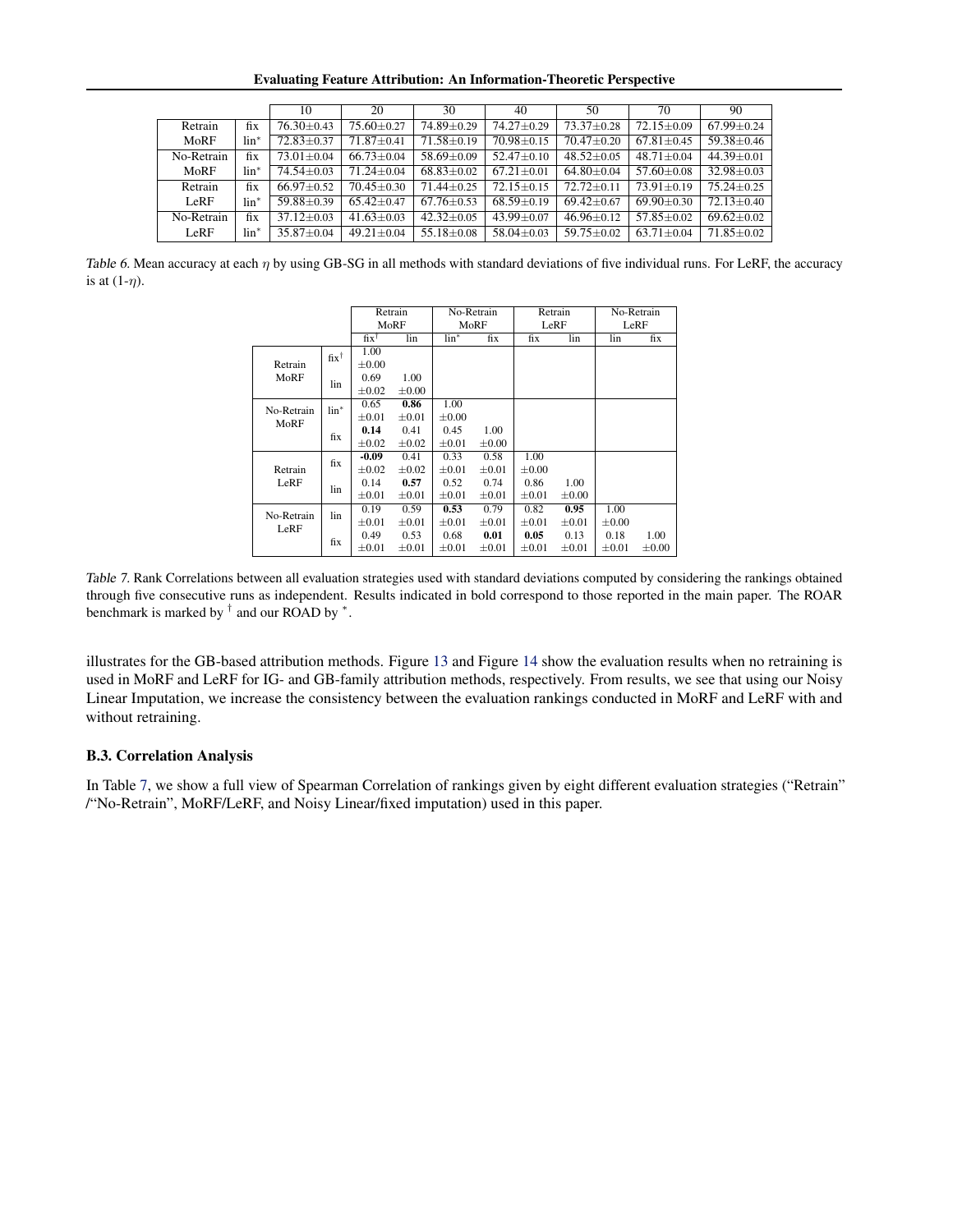| | | 10 | 20 | 30 | 40 | 50 | 70 | 90 |
|---|---|---|---|---|---|---|---|---|
| Retrain MoRF | fix | 76.30±0.43 | 75.60±0.27 | 74.89±0.29 | 74.27±0.29 | 73.37±0.28 | 72.15±0.09 | 67.99±0.24 |
| | lin* | 72.83±0.37 | 71.87±0.41 | 71.58±0.19 | 70.98±0.15 | 70.47±0.20 | 67.81±0.45 | 59.38±0.46 |
| No-Retrain MoRF | fix | 73.01±0.04 | 66.73±0.04 | 58.69±0.09 | 52.47±0.10 | 48.52±0.05 | 48.71±0.04 | 44.39±0.01 |
| | lin* | 74.54±0.03 | 71.24±0.04 | 68.83±0.02 | 67.21±0.01 | 64.80±0.04 | 57.60±0.08 | 32.98±0.03 |
| Retrain LeRF | fix | 66.97±0.52 | 70.45±0.30 | 71.44±0.25 | 72.15±0.15 | 72.72±0.11 | 73.91±0.19 | 75.24±0.25 |
| | lin* | 59.88±0.39 | 65.42±0.47 | 67.76±0.53 | 68.59±0.19 | 69.42±0.67 | 69.90±0.30 | 72.13±0.40 |
| No-Retrain LeRF | fix | 37.12±0.03 | 41.63±0.03 | 42.32±0.05 | 43.99±0.07 | 46.96±0.12 | 57.85±0.02 | 69.62±0.02 |
| | lin* | 35.87±0.04 | 49.21±0.04 | 55.18±0.08 | 58.04±0.03 | 59.75±0.02 | 63.71±0.04 | 71.85±0.02 |

*Table 6.* Mean accuracy at each $\eta$ by using GB-SG in all methods with standard deviations of five individual runs. For LeRF, the accuracy is at (1-$\eta$).

| | | Retrain MoRF | | No-Retrain MoRF | | Retrain LeRF | | No-Retrain LeRF | |
|---|---|---|---|---|---|---|---|---|---|
| | | fix† | lin | lin* | fix | fix | lin | lin | fix |
| Retrain MoRF | fix† | 1.00 ±0.00 | | | | | | | |
| | lin | 0.69 ±0.02 | 1.00 ±0.00 | | | | | | |
| No-Retrain MoRF | lin* | 0.65 ±0.01 | **0.86** ±0.01 | 1.00 ±0.00 | | | | | |
| | fix | **0.14** ±0.02 | 0.41 ±0.02 | 0.45 ±0.01 | 1.00 ±0.00 | | | | |
| Retrain LeRF | fix | **-0.09** ±0.02 | 0.41 ±0.02 | 0.33 ±0.01 | 0.58 ±0.01 | 1.00 ±0.00 | | | |
| | lin | 0.14 ±0.01 | **0.57** ±0.01 | 0.52 ±0.01 | 0.74 ±0.01 | 0.86 ±0.01 | 1.00 ±0.00 | | |
| No-Retrain LeRF | lin | 0.19 ±0.01 | 0.59 ±0.01 | **0.53** ±0.01 | 0.79 ±0.01 | 0.82 ±0.01 | **0.95** ±0.01 | 1.00 ±0.00 | |
| | fix | 0.49 ±0.01 | 0.53 ±0.01 | 0.68 ±0.01 | **0.01** ±0.01 | **0.05** ±0.01 | 0.13 ±0.01 | 0.18 ±0.01 | 1.00 ±0.00 |

*Table 7.* Rank Correlations between all evaluation strategies used with standard deviations computed by considering the rankings obtained through five consecutive runs as independent. Results indicated in bold correspond to those reported in the main paper. The ROAR benchmark is marked by † and our ROAD by *.

illustrates for the GB-based attribution methods. Figure 13 and Figure 14 show the evaluation results when no retraining is used in MoRF and LeRF for IG- and GB-family attribution methods, respectively. From results, we see that using our Noisy Linear Imputation, we increase the consistency between the evaluation rankings conducted in MoRF and LeRF with and without retraining.

### B.3. Correlation Analysis

In Table 7, we show a full view of Spearman Correlation of rankings given by eight different evaluation strategies ("Retrain" /"No-Retrain", MoRF/LeRF, and Noisy Linear/fixed imputation) used in this paper.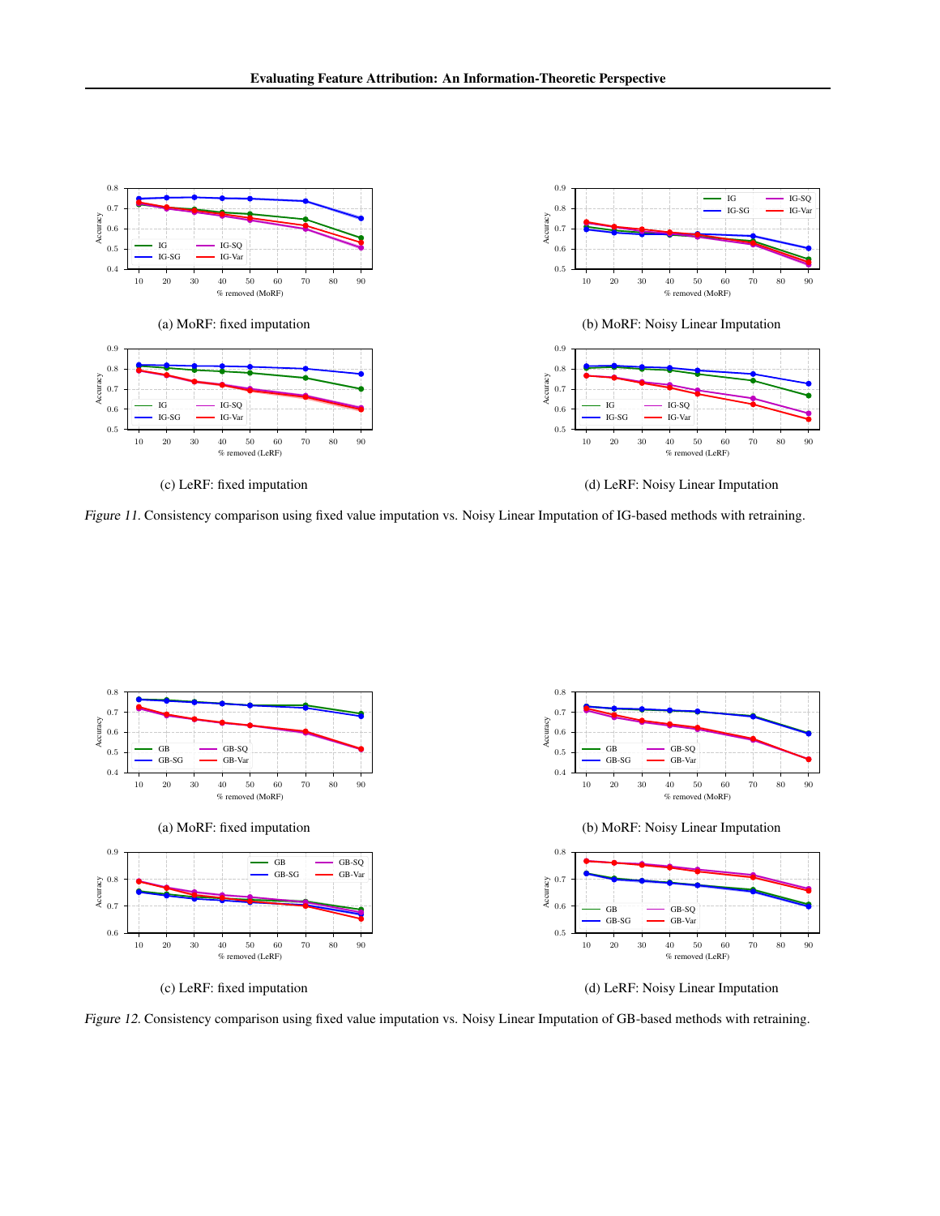(a) MoRF: fixed imputation

(b) MoRF: Noisy Linear Imputation

(c) LeRF: fixed imputation

(d) LeRF: Noisy Linear Imputation

*Figure 11.* Consistency comparison using fixed value imputation vs. Noisy Linear Imputation of IG-based methods with retraining.

(a) MoRF: fixed imputation

(b) MoRF: Noisy Linear Imputation

(c) LeRF: fixed imputation

(d) LeRF: Noisy Linear Imputation

*Figure 12.* Consistency comparison using fixed value imputation vs. Noisy Linear Imputation of GB-based methods with retraining.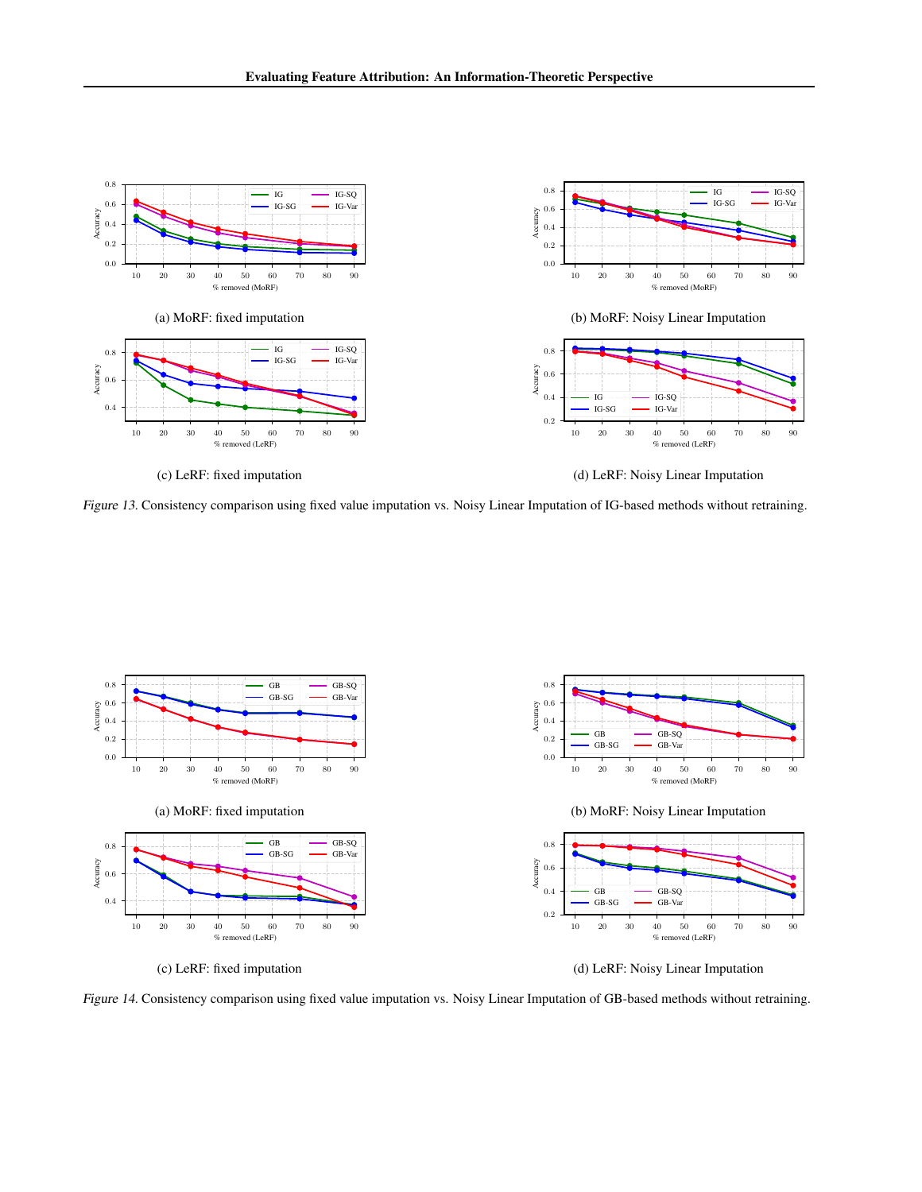Accuracy
0.8
0.6
0.4
0.2
0.0
10 20 30 40 50 60 70 80 90
% removed (MoRF)
IG IG-SG IG-SQ IG-Var

(a) MoRF: fixed imputation

Accuracy
0.8
0.6
0.4
0.2
0.0
10 20 30 40 50 60 70 80 90
% removed (MoRF)
IG IG-SG IG-SQ IG-Var

(b) MoRF: Noisy Linear Imputation

Accuracy
0.8
0.6
0.4
10 20 30 40 50 60 70 80 90
% removed (LeRF)
IG IG-SG IG-SQ IG-Var

(c) LeRF: fixed imputation

Accuracy
0.8
0.6
0.4
0.2
10 20 30 40 50 60 70 80 90
% removed (LeRF)
IG IG-SG IG-SQ IG-Var

(d) LeRF: Noisy Linear Imputation

*Figure 13.* Consistency comparison using fixed value imputation vs. Noisy Linear Imputation of IG-based methods without retraining.

Accuracy
0.8
0.6
0.4
0.2
0.0
10 20 30 40 50 60 70 80 90
% removed (MoRF)
GB GB-SG GB-SQ GB-Var

(a) MoRF: fixed imputation

Accuracy
0.8
0.6
0.4
0.2
0.0
10 20 30 40 50 60 70 80 90
% removed (MoRF)
GB GB-SG GB-SQ GB-Var

(b) MoRF: Noisy Linear Imputation

Accuracy
0.8
0.6
0.4
10 20 30 40 50 60 70 80 90
% removed (LeRF)
GB GB-SG GB-SQ GB-Var

(c) LeRF: fixed imputation

Accuracy
0.8
0.6
0.4
0.2
10 20 30 40 50 60 70 80 90
% removed (LeRF)
GB GB-SG GB-SQ GB-Var

(d) LeRF: Noisy Linear Imputation

*Figure 14.* Consistency comparison using fixed value imputation vs. Noisy Linear Imputation of GB-based methods without retraining.